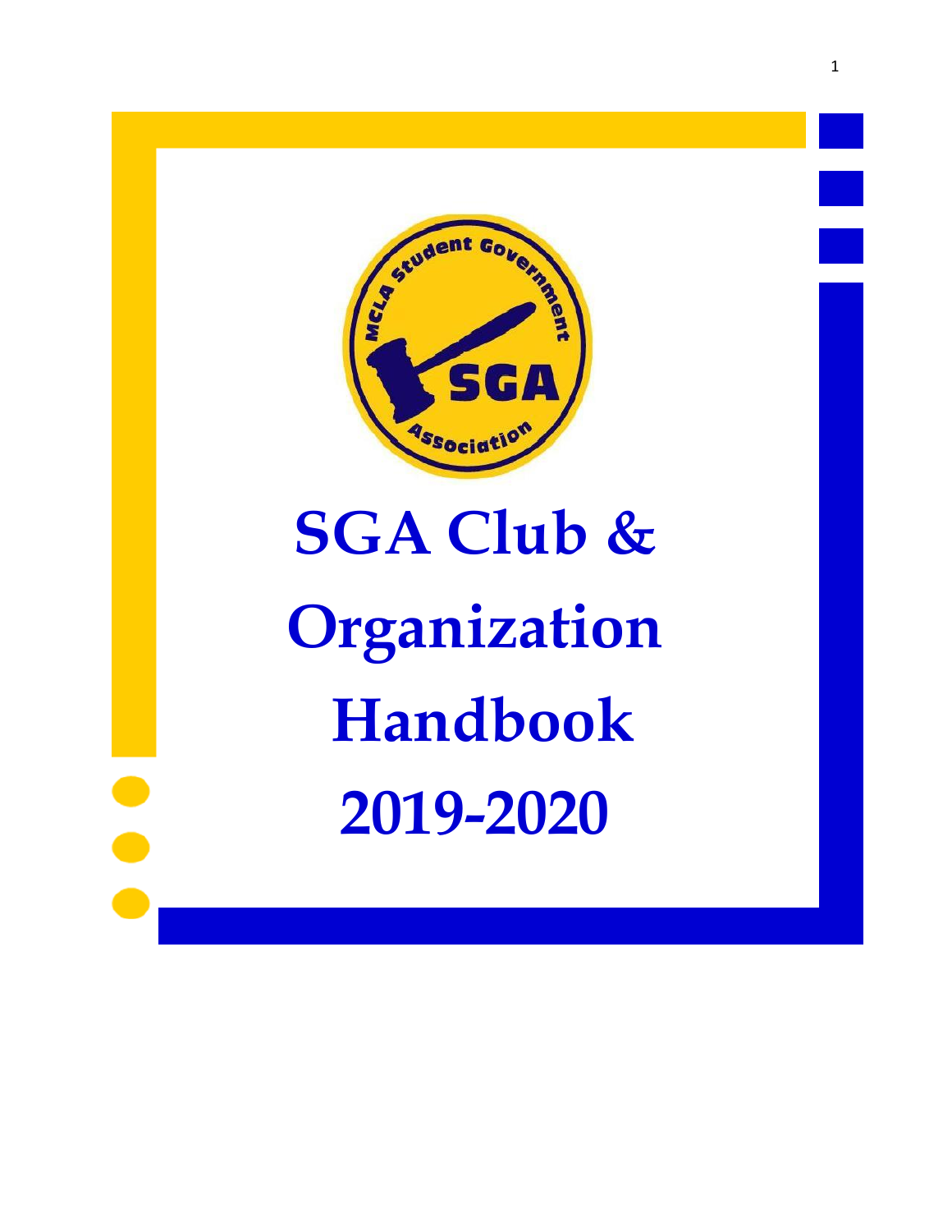# SGA Club & Organization Handbook 2019-2020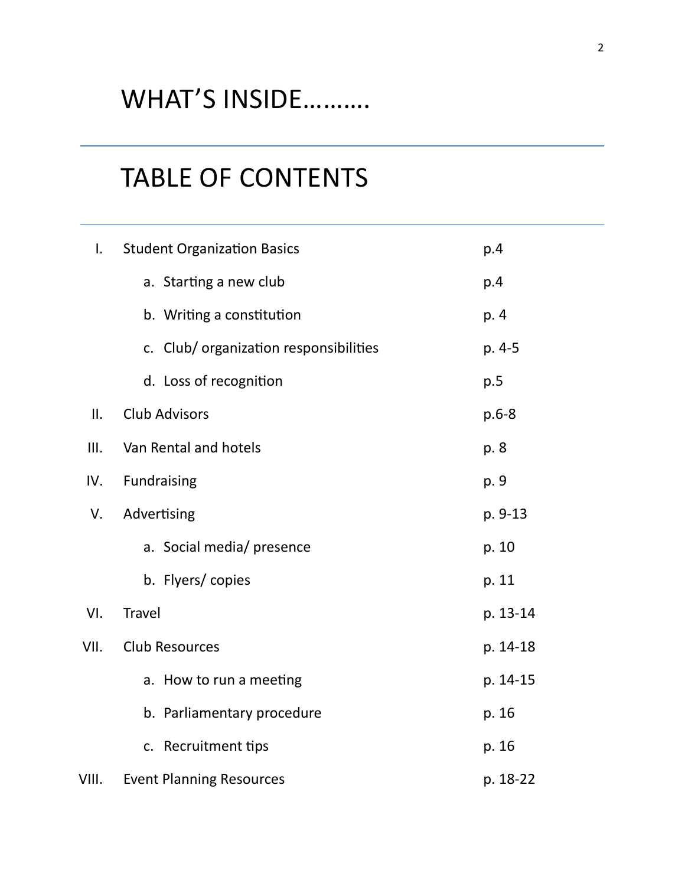# WHAT'S INSIDE………

# TABLE OF CONTENTS

| | | |
|---|---|---|
| I. | Student Organization Basics | p.4 |
| | a. Starting a new club | p.4 |
| | b. Writing a constitution | p. 4 |
| | c. Club/ organization responsibilities | p. 4-5 |
| | d. Loss of recognition | p.5 |
| II. | Club Advisors | p.6-8 |
| III. | Van Rental and hotels | p. 8 |
| IV. | Fundraising | p. 9 |
| V. | Advertising | p. 9-13 |
| | a. Social media/ presence | p. 10 |
| | b. Flyers/ copies | p. 11 |
| VI. | Travel | p. 13-14 |
| VII. | Club Resources | p. 14-18 |
| | a. How to run a meeting | p. 14-15 |
| | b. Parliamentary procedure | p. 16 |
| | c. Recruitment tips | p. 16 |
| VIII. | Event Planning Resources | p. 18-22 |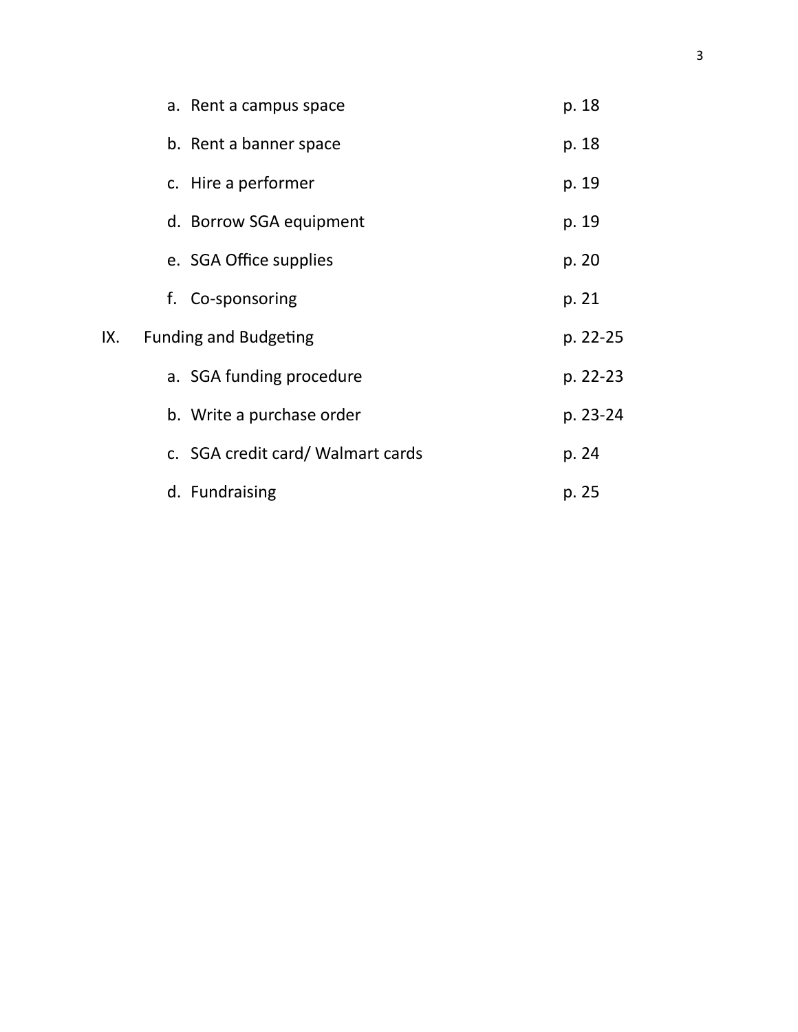| | | |
|---|---|---|
| | a. Rent a campus space | p. 18 |
| | b. Rent a banner space | p. 18 |
| | c. Hire a performer | p. 19 |
| | d. Borrow SGA equipment | p. 19 |
| | e. SGA Office supplies | p. 20 |
| | f. Co-sponsoring | p. 21 |
| IX. | Funding and Budgeting | p. 22-25 |
| | a. SGA funding procedure | p. 22-23 |
| | b. Write a purchase order | p. 23-24 |
| | c. SGA credit card/ Walmart cards | p. 24 |
| | d. Fundraising | p. 25 |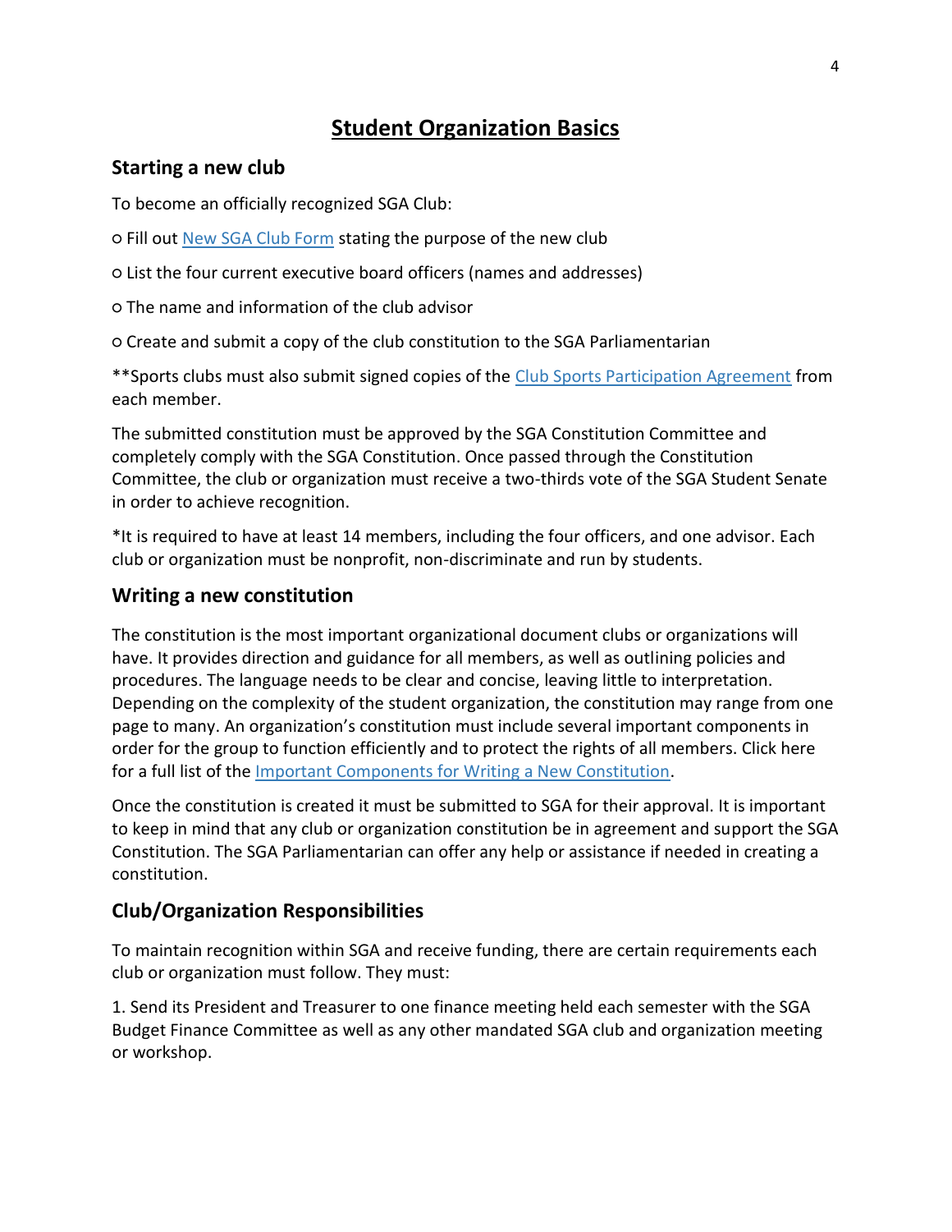# Student Organization Basics

## Starting a new club

To become an officially recognized SGA Club:

○ Fill out New SGA Club Form stating the purpose of the new club

○ List the four current executive board officers (names and addresses)

○ The name and information of the club advisor

○ Create and submit a copy of the club constitution to the SGA Parliamentarian

**Sports clubs must also submit signed copies of the Club Sports Participation Agreement from each member.

The submitted constitution must be approved by the SGA Constitution Committee and completely comply with the SGA Constitution. Once passed through the Constitution Committee, the club or organization must receive a two-thirds vote of the SGA Student Senate in order to achieve recognition.

*It is required to have at least 14 members, including the four officers, and one advisor. Each club or organization must be nonprofit, non-discriminate and run by students.

## Writing a new constitution

The constitution is the most important organizational document clubs or organizations will have. It provides direction and guidance for all members, as well as outlining policies and procedures. The language needs to be clear and concise, leaving little to interpretation. Depending on the complexity of the student organization, the constitution may range from one page to many. An organization's constitution must include several important components in order for the group to function efficiently and to protect the rights of all members. Click here for a full list of the Important Components for Writing a New Constitution.

Once the constitution is created it must be submitted to SGA for their approval. It is important to keep in mind that any club or organization constitution be in agreement and support the SGA Constitution. The SGA Parliamentarian can offer any help or assistance if needed in creating a constitution.

## Club/Organization Responsibilities

To maintain recognition within SGA and receive funding, there are certain requirements each club or organization must follow. They must:

1. Send its President and Treasurer to one finance meeting held each semester with the SGA Budget Finance Committee as well as any other mandated SGA club and organization meeting or workshop.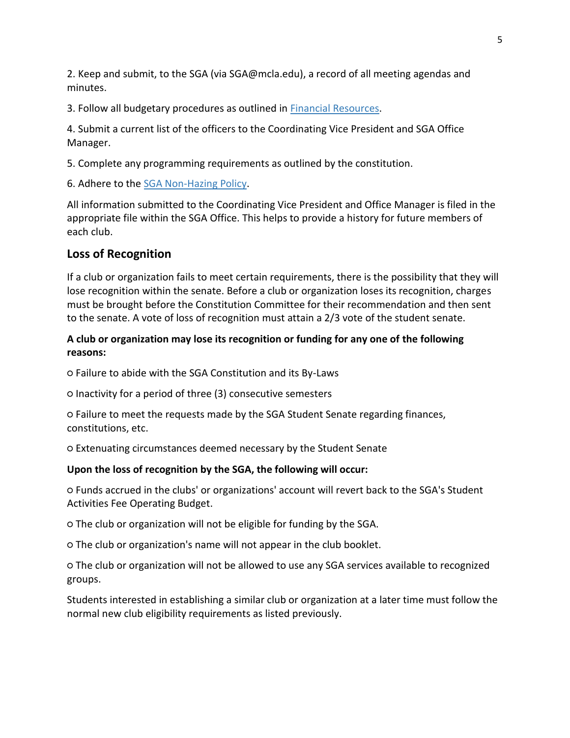2. Keep and submit, to the SGA (via SGA@mcla.edu), a record of all meeting agendas and minutes.

3. Follow all budgetary procedures as outlined in Financial Resources.

4. Submit a current list of the officers to the Coordinating Vice President and SGA Office Manager.

5. Complete any programming requirements as outlined by the constitution.

6. Adhere to the SGA Non-Hazing Policy.

All information submitted to the Coordinating Vice President and Office Manager is filed in the appropriate file within the SGA Office. This helps to provide a history for future members of each club.

## Loss of Recognition

If a club or organization fails to meet certain requirements, there is the possibility that they will lose recognition within the senate. Before a club or organization loses its recognition, charges must be brought before the Constitution Committee for their recommendation and then sent to the senate. A vote of loss of recognition must attain a 2/3 vote of the student senate.

**A club or organization may lose its recognition or funding for any one of the following reasons:**

- Failure to abide with the SGA Constitution and its By-Laws
- Inactivity for a period of three (3) consecutive semesters
- Failure to meet the requests made by the SGA Student Senate regarding finances, constitutions, etc.
- Extenuating circumstances deemed necessary by the Student Senate

**Upon the loss of recognition by the SGA, the following will occur:**

- Funds accrued in the clubs' or organizations' account will revert back to the SGA's Student Activities Fee Operating Budget.
- The club or organization will not be eligible for funding by the SGA.
- The club or organization's name will not appear in the club booklet.
- The club or organization will not be allowed to use any SGA services available to recognized groups.

Students interested in establishing a similar club or organization at a later time must follow the normal new club eligibility requirements as listed previously.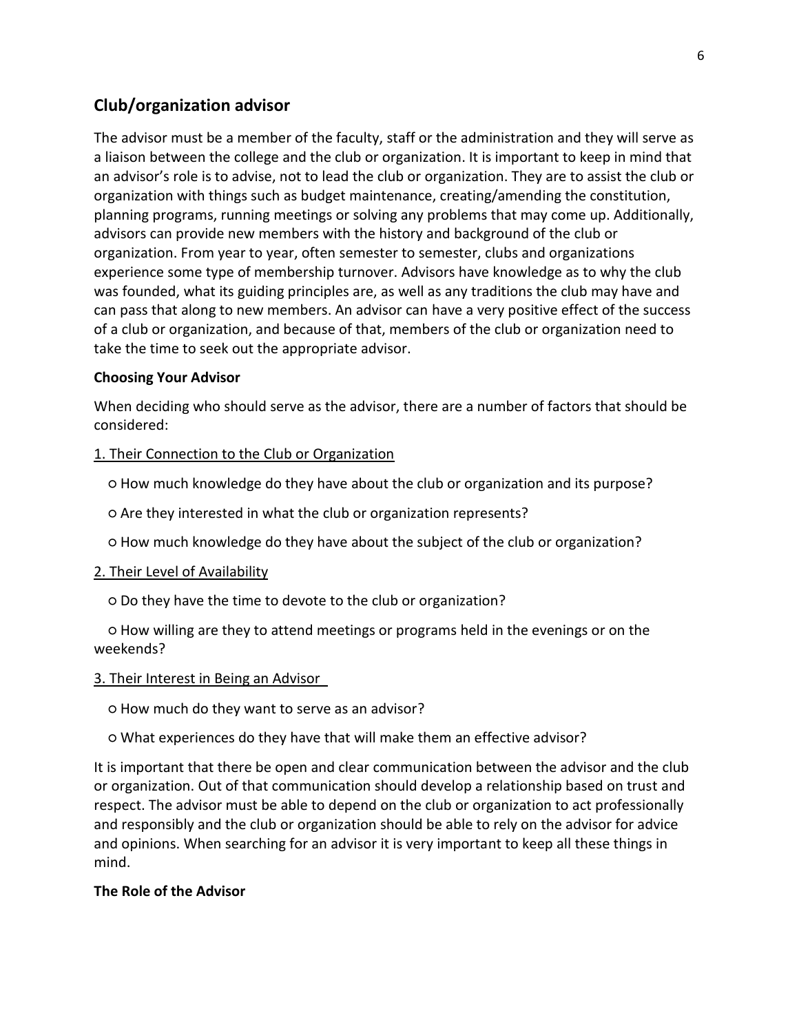## Club/organization advisor

The advisor must be a member of the faculty, staff or the administration and they will serve as a liaison between the college and the club or organization. It is important to keep in mind that an advisor's role is to advise, not to lead the club or organization. They are to assist the club or organization with things such as budget maintenance, creating/amending the constitution, planning programs, running meetings or solving any problems that may come up. Additionally, advisors can provide new members with the history and background of the club or organization. From year to year, often semester to semester, clubs and organizations experience some type of membership turnover. Advisors have knowledge as to why the club was founded, what its guiding principles are, as well as any traditions the club may have and can pass that along to new members. An advisor can have a very positive effect of the success of a club or organization, and because of that, members of the club or organization need to take the time to seek out the appropriate advisor.

**Choosing Your Advisor**

When deciding who should serve as the advisor, there are a number of factors that should be considered:

<u>1. Their Connection to the Club or Organization</u>

- How much knowledge do they have about the club or organization and its purpose?
- Are they interested in what the club or organization represents?
- How much knowledge do they have about the subject of the club or organization?

<u>2. Their Level of Availability</u>

- Do they have the time to devote to the club or organization?
- How willing are they to attend meetings or programs held in the evenings or on the weekends?

<u>3. Their Interest in Being an Advisor</u>

- How much do they want to serve as an advisor?
- What experiences do they have that will make them an effective advisor?

It is important that there be open and clear communication between the advisor and the club or organization. Out of that communication should develop a relationship based on trust and respect. The advisor must be able to depend on the club or organization to act professionally and responsibly and the club or organization should be able to rely on the advisor for advice and opinions. When searching for an advisor it is very important to keep all these things in mind.

**The Role of the Advisor**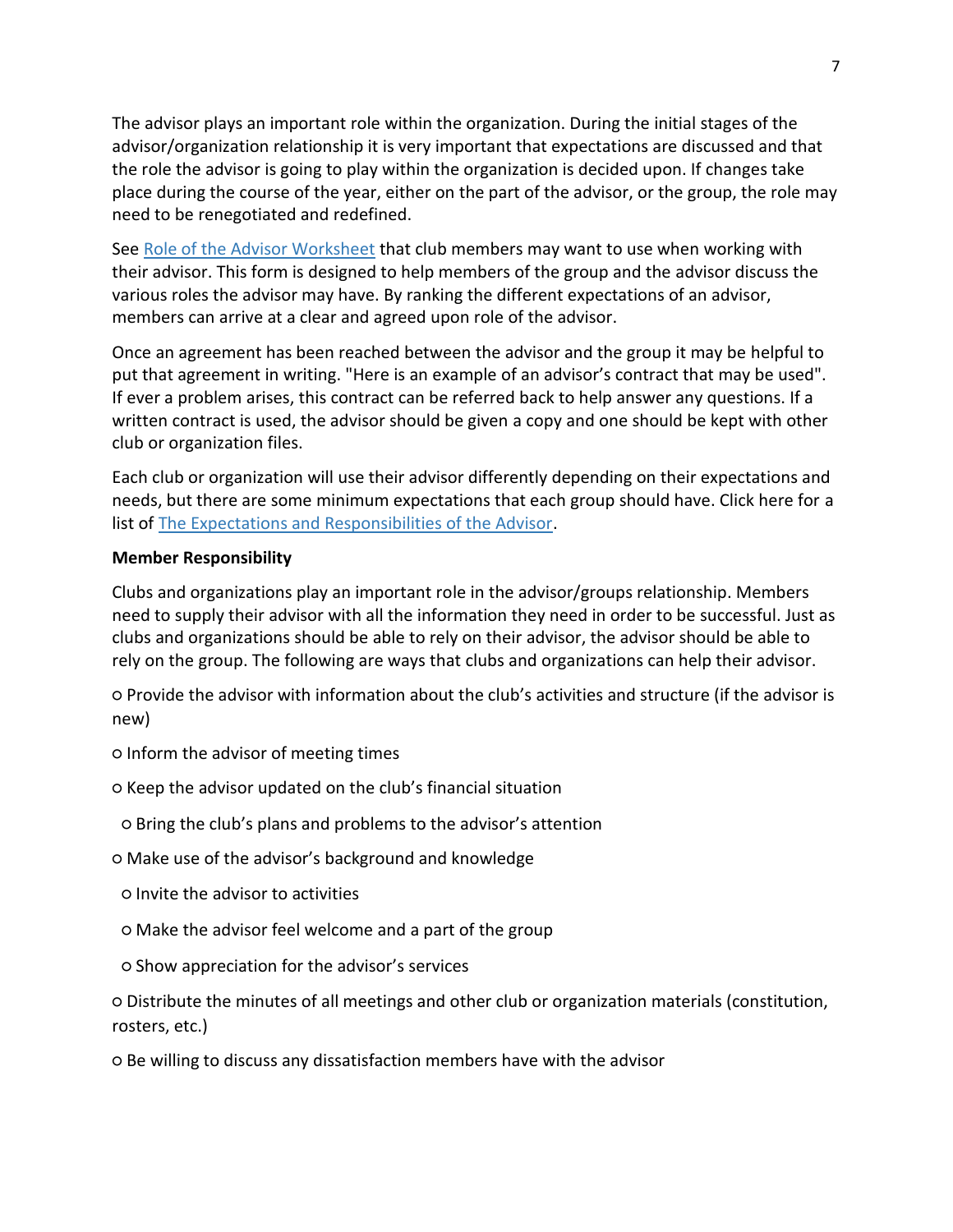The advisor plays an important role within the organization. During the initial stages of the advisor/organization relationship it is very important that expectations are discussed and that the role the advisor is going to play within the organization is decided upon. If changes take place during the course of the year, either on the part of the advisor, or the group, the role may need to be renegotiated and redefined.

See Role of the Advisor Worksheet that club members may want to use when working with their advisor. This form is designed to help members of the group and the advisor discuss the various roles the advisor may have. By ranking the different expectations of an advisor, members can arrive at a clear and agreed upon role of the advisor.

Once an agreement has been reached between the advisor and the group it may be helpful to put that agreement in writing. "Here is an example of an advisor's contract that may be used". If ever a problem arises, this contract can be referred back to help answer any questions. If a written contract is used, the advisor should be given a copy and one should be kept with other club or organization files.

Each club or organization will use their advisor differently depending on their expectations and needs, but there are some minimum expectations that each group should have. Click here for a list of The Expectations and Responsibilities of the Advisor.

**Member Responsibility**

Clubs and organizations play an important role in the advisor/groups relationship. Members need to supply their advisor with all the information they need in order to be successful. Just as clubs and organizations should be able to rely on their advisor, the advisor should be able to rely on the group. The following are ways that clubs and organizations can help their advisor.

- Provide the advisor with information about the club's activities and structure (if the advisor is new)
- Inform the advisor of meeting times
- Keep the advisor updated on the club's financial situation
- Bring the club's plans and problems to the advisor's attention
- Make use of the advisor's background and knowledge
- Invite the advisor to activities
- Make the advisor feel welcome and a part of the group
- Show appreciation for the advisor's services
- Distribute the minutes of all meetings and other club or organization materials (constitution, rosters, etc.)
- Be willing to discuss any dissatisfaction members have with the advisor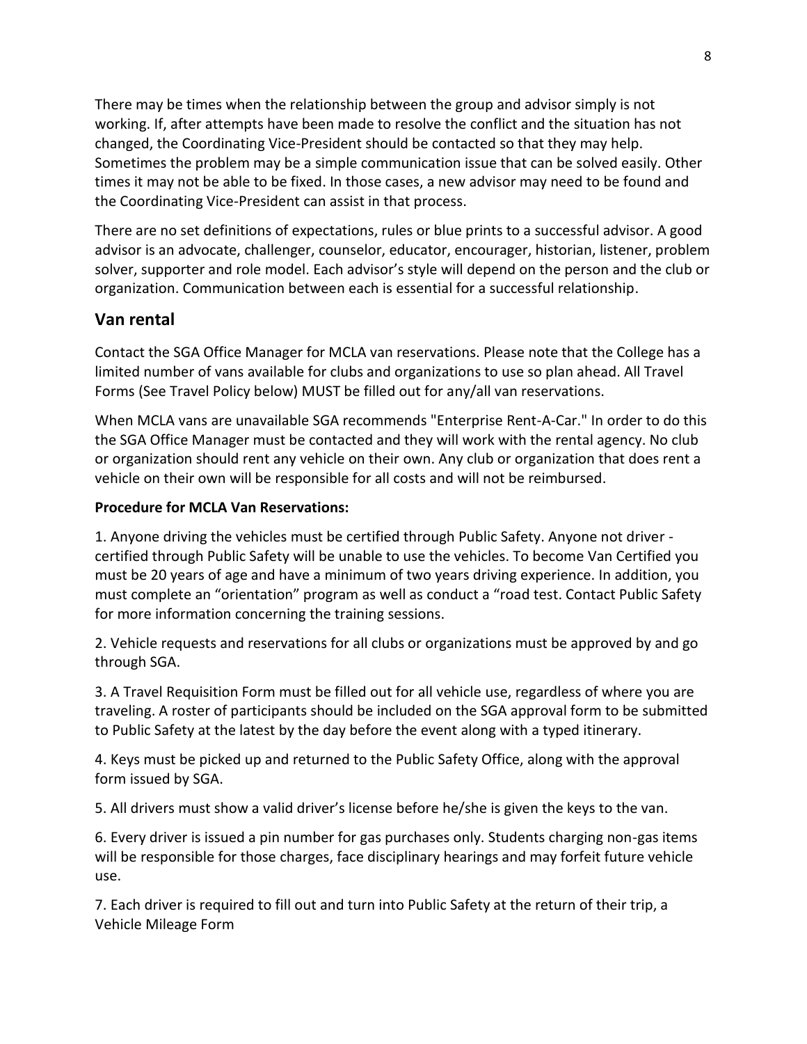There may be times when the relationship between the group and advisor simply is not working. If, after attempts have been made to resolve the conflict and the situation has not changed, the Coordinating Vice-President should be contacted so that they may help. Sometimes the problem may be a simple communication issue that can be solved easily. Other times it may not be able to be fixed. In those cases, a new advisor may need to be found and the Coordinating Vice-President can assist in that process.

There are no set definitions of expectations, rules or blue prints to a successful advisor. A good advisor is an advocate, challenger, counselor, educator, encourager, historian, listener, problem solver, supporter and role model. Each advisor's style will depend on the person and the club or organization. Communication between each is essential for a successful relationship.

## Van rental

Contact the SGA Office Manager for MCLA van reservations. Please note that the College has a limited number of vans available for clubs and organizations to use so plan ahead. All Travel Forms (See Travel Policy below) MUST be filled out for any/all van reservations.

When MCLA vans are unavailable SGA recommends "Enterprise Rent-A-Car." In order to do this the SGA Office Manager must be contacted and they will work with the rental agency. No club or organization should rent any vehicle on their own. Any club or organization that does rent a vehicle on their own will be responsible for all costs and will not be reimbursed.

**Procedure for MCLA Van Reservations:**

1. Anyone driving the vehicles must be certified through Public Safety. Anyone not driver - certified through Public Safety will be unable to use the vehicles. To become Van Certified you must be 20 years of age and have a minimum of two years driving experience. In addition, you must complete an "orientation" program as well as conduct a "road test. Contact Public Safety for more information concerning the training sessions.

2. Vehicle requests and reservations for all clubs or organizations must be approved by and go through SGA.

3. A Travel Requisition Form must be filled out for all vehicle use, regardless of where you are traveling. A roster of participants should be included on the SGA approval form to be submitted to Public Safety at the latest by the day before the event along with a typed itinerary.

4. Keys must be picked up and returned to the Public Safety Office, along with the approval form issued by SGA.

5. All drivers must show a valid driver's license before he/she is given the keys to the van.

6. Every driver is issued a pin number for gas purchases only. Students charging non-gas items will be responsible for those charges, face disciplinary hearings and may forfeit future vehicle use.

7. Each driver is required to fill out and turn into Public Safety at the return of their trip, a Vehicle Mileage Form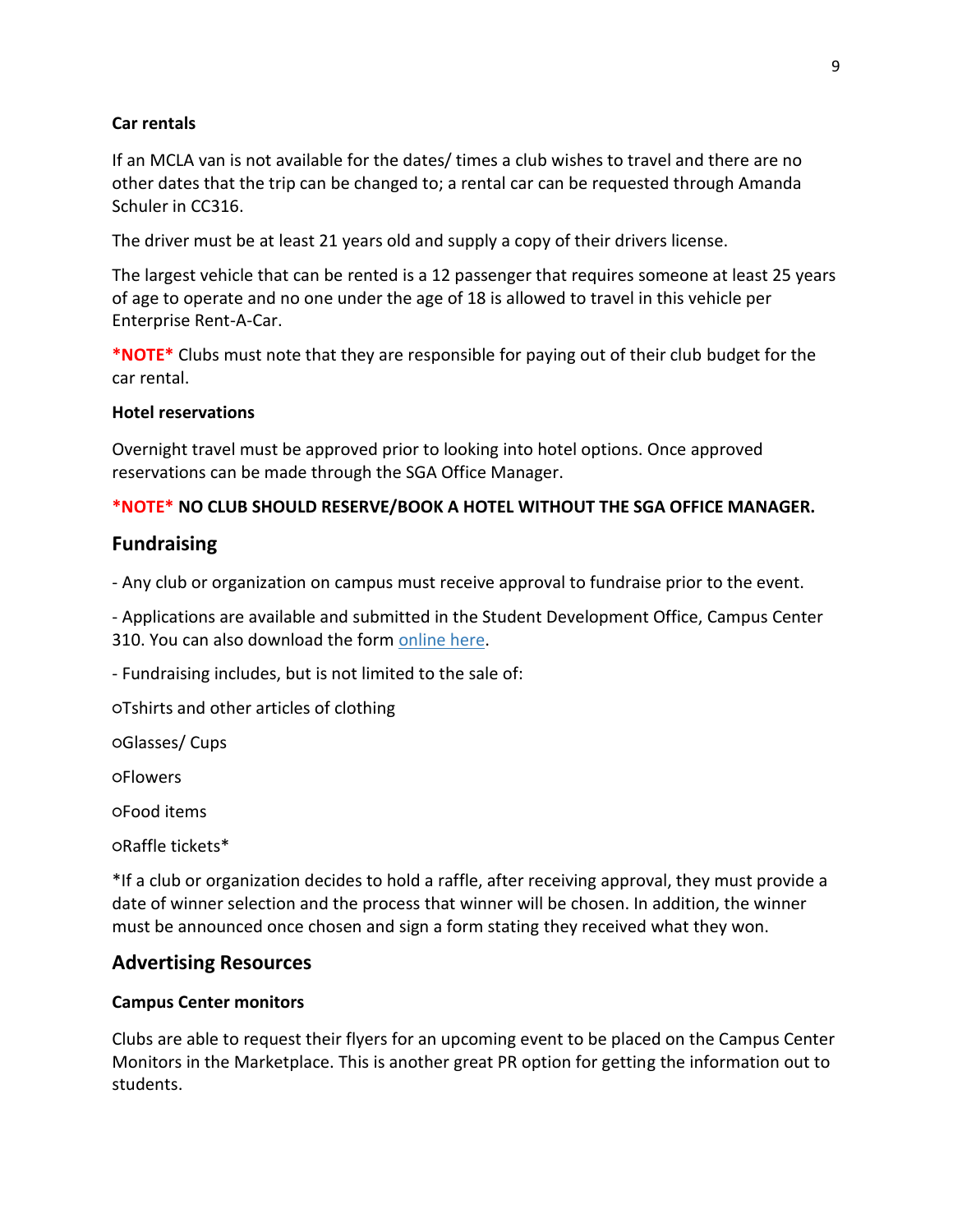### Car rentals

If an MCLA van is not available for the dates/ times a club wishes to travel and there are no other dates that the trip can be changed to; a rental car can be requested through Amanda Schuler in CC316.

The driver must be at least 21 years old and supply a copy of their drivers license.

The largest vehicle that can be rented is a 12 passenger that requires someone at least 25 years of age to operate and no one under the age of 18 is allowed to travel in this vehicle per Enterprise Rent-A-Car.

***NOTE*** Clubs must note that they are responsible for paying out of their club budget for the car rental.

### Hotel reservations

Overnight travel must be approved prior to looking into hotel options. Once approved reservations can be made through the SGA Office Manager.

***NOTE* NO CLUB SHOULD RESERVE/BOOK A HOTEL WITHOUT THE SGA OFFICE MANAGER.**

## Fundraising

- Any club or organization on campus must receive approval to fundraise prior to the event.

- Applications are available and submitted in the Student Development Office, Campus Center 310. You can also download the form online here.

- Fundraising includes, but is not limited to the sale of:

  - Tshirts and other articles of clothing
  - Glasses/ Cups
  - Flowers
  - Food items
  - Raffle tickets*

*If a club or organization decides to hold a raffle, after receiving approval, they must provide a date of winner selection and the process that winner will be chosen. In addition, the winner must be announced once chosen and sign a form stating they received what they won.

## Advertising Resources

### Campus Center monitors

Clubs are able to request their flyers for an upcoming event to be placed on the Campus Center Monitors in the Marketplace. This is another great PR option for getting the information out to students.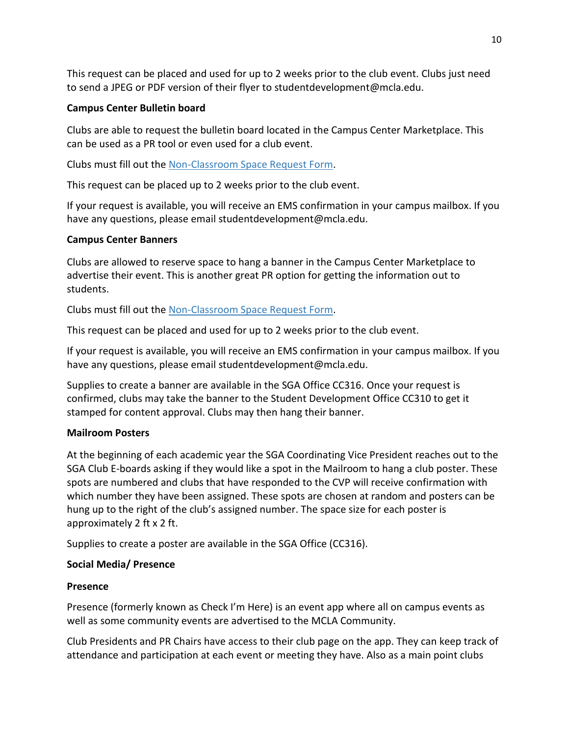This request can be placed and used for up to 2 weeks prior to the club event. Clubs just need to send a JPEG or PDF version of their flyer to studentdevelopment@mcla.edu.

**Campus Center Bulletin board**

Clubs are able to request the bulletin board located in the Campus Center Marketplace. This can be used as a PR tool or even used for a club event.

Clubs must fill out the Non-Classroom Space Request Form.

This request can be placed up to 2 weeks prior to the club event.

If your request is available, you will receive an EMS confirmation in your campus mailbox. If you have any questions, please email studentdevelopment@mcla.edu.

**Campus Center Banners**

Clubs are allowed to reserve space to hang a banner in the Campus Center Marketplace to advertise their event. This is another great PR option for getting the information out to students.

Clubs must fill out the Non-Classroom Space Request Form.

This request can be placed and used for up to 2 weeks prior to the club event.

If your request is available, you will receive an EMS confirmation in your campus mailbox. If you have any questions, please email studentdevelopment@mcla.edu.

Supplies to create a banner are available in the SGA Office CC316. Once your request is confirmed, clubs may take the banner to the Student Development Office CC310 to get it stamped for content approval. Clubs may then hang their banner.

**Mailroom Posters**

At the beginning of each academic year the SGA Coordinating Vice President reaches out to the SGA Club E-boards asking if they would like a spot in the Mailroom to hang a club poster. These spots are numbered and clubs that have responded to the CVP will receive confirmation with which number they have been assigned. These spots are chosen at random and posters can be hung up to the right of the club's assigned number. The space size for each poster is approximately 2 ft x 2 ft.

Supplies to create a poster are available in the SGA Office (CC316).

**Social Media/ Presence**

**Presence**

Presence (formerly known as Check I'm Here) is an event app where all on campus events as well as some community events are advertised to the MCLA Community.

Club Presidents and PR Chairs have access to their club page on the app. They can keep track of attendance and participation at each event or meeting they have. Also as a main point clubs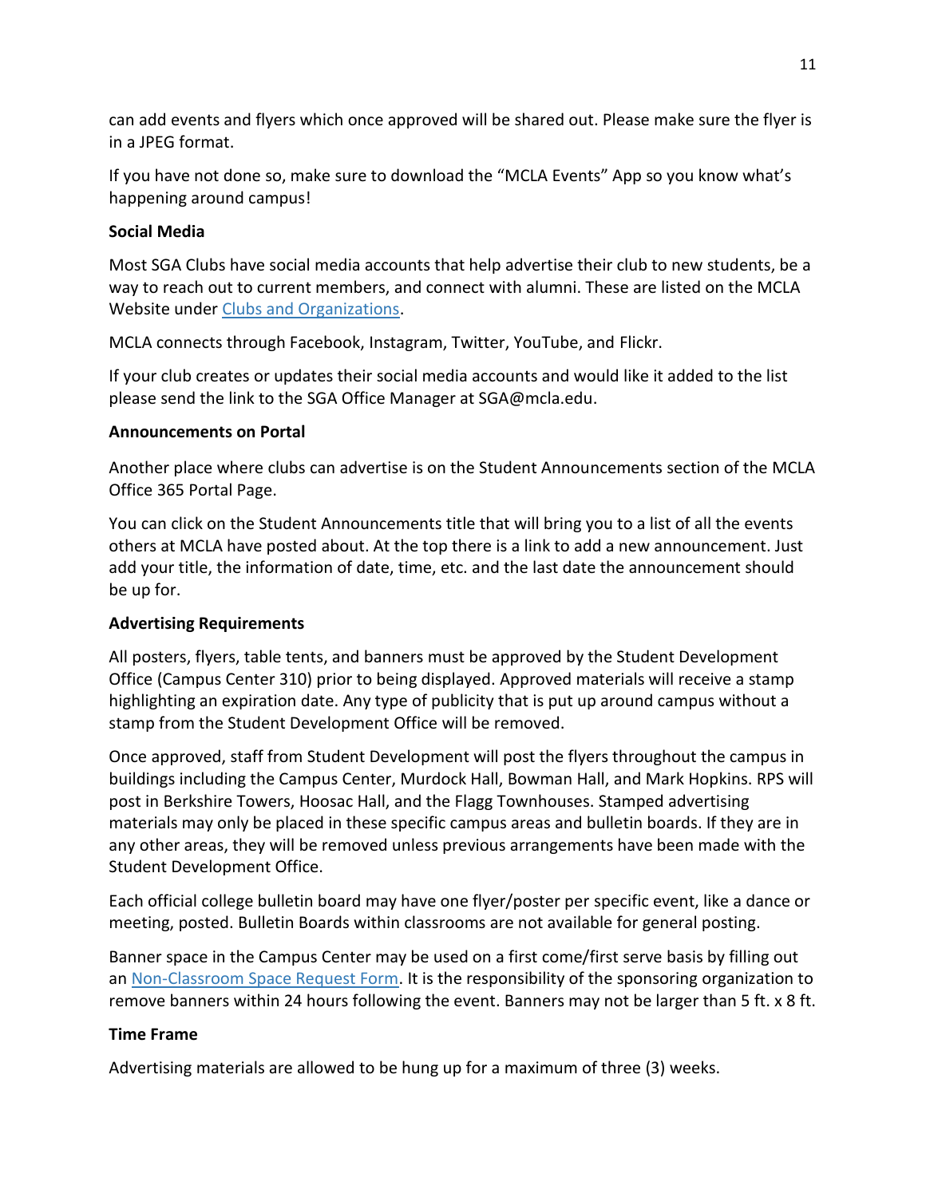can add events and flyers which once approved will be shared out. Please make sure the flyer is in a JPEG format.

If you have not done so, make sure to download the "MCLA Events" App so you know what's happening around campus!

**Social Media**

Most SGA Clubs have social media accounts that help advertise their club to new students, be a way to reach out to current members, and connect with alumni. These are listed on the MCLA Website under Clubs and Organizations.

MCLA connects through Facebook, Instagram, Twitter, YouTube, and Flickr.

If your club creates or updates their social media accounts and would like it added to the list please send the link to the SGA Office Manager at SGA@mcla.edu.

**Announcements on Portal**

Another place where clubs can advertise is on the Student Announcements section of the MCLA Office 365 Portal Page.

You can click on the Student Announcements title that will bring you to a list of all the events others at MCLA have posted about. At the top there is a link to add a new announcement. Just add your title, the information of date, time, etc. and the last date the announcement should be up for.

**Advertising Requirements**

All posters, flyers, table tents, and banners must be approved by the Student Development Office (Campus Center 310) prior to being displayed. Approved materials will receive a stamp highlighting an expiration date. Any type of publicity that is put up around campus without a stamp from the Student Development Office will be removed.

Once approved, staff from Student Development will post the flyers throughout the campus in buildings including the Campus Center, Murdock Hall, Bowman Hall, and Mark Hopkins. RPS will post in Berkshire Towers, Hoosac Hall, and the Flagg Townhouses. Stamped advertising materials may only be placed in these specific campus areas and bulletin boards. If they are in any other areas, they will be removed unless previous arrangements have been made with the Student Development Office.

Each official college bulletin board may have one flyer/poster per specific event, like a dance or meeting, posted. Bulletin Boards within classrooms are not available for general posting.

Banner space in the Campus Center may be used on a first come/first serve basis by filling out an Non-Classroom Space Request Form. It is the responsibility of the sponsoring organization to remove banners within 24 hours following the event. Banners may not be larger than 5 ft. x 8 ft.

**Time Frame**

Advertising materials are allowed to be hung up for a maximum of three (3) weeks.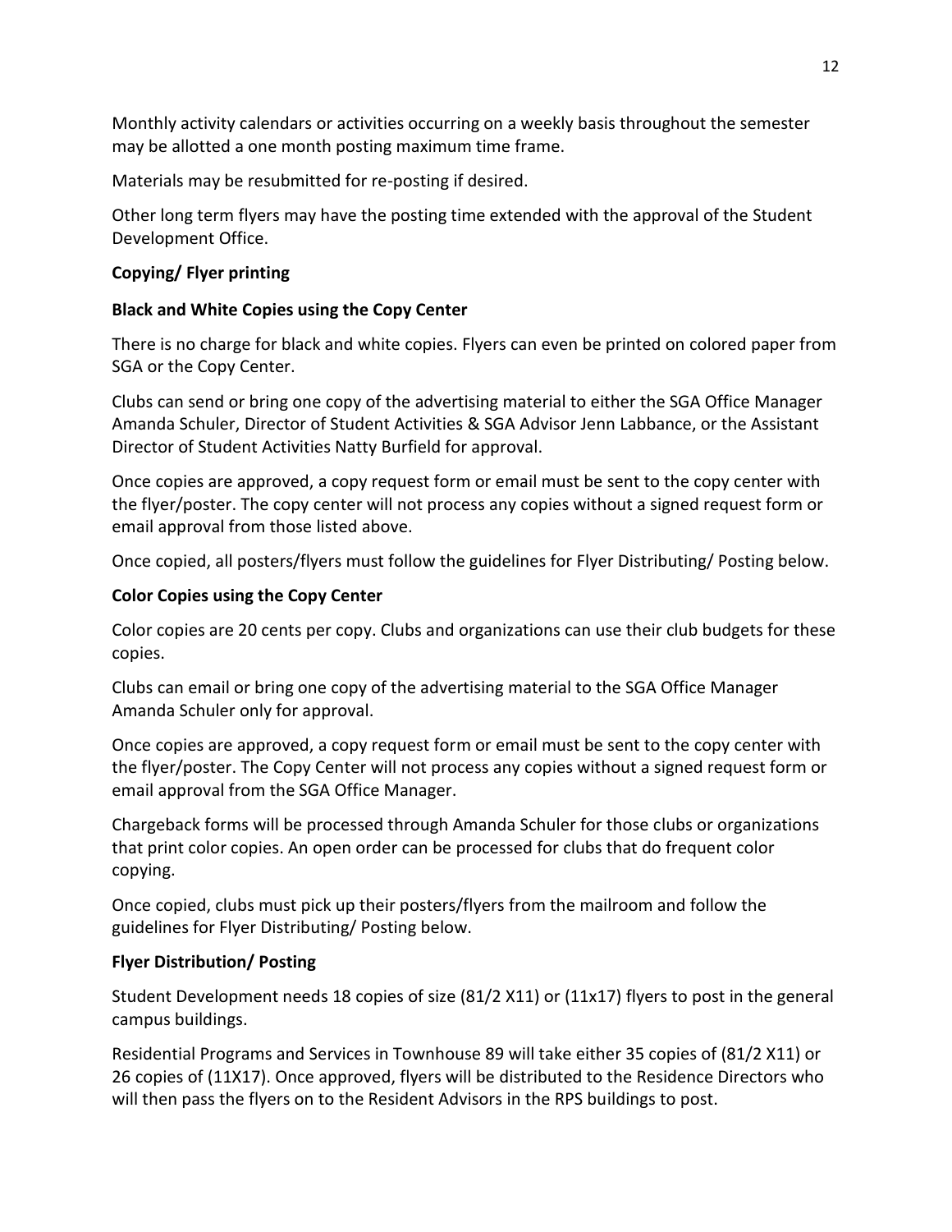Monthly activity calendars or activities occurring on a weekly basis throughout the semester may be allotted a one month posting maximum time frame.

Materials may be resubmitted for re-posting if desired.

Other long term flyers may have the posting time extended with the approval of the Student Development Office.

**Copying/ Flyer printing**

**Black and White Copies using the Copy Center**

There is no charge for black and white copies. Flyers can even be printed on colored paper from SGA or the Copy Center.

Clubs can send or bring one copy of the advertising material to either the SGA Office Manager Amanda Schuler, Director of Student Activities & SGA Advisor Jenn Labbance, or the Assistant Director of Student Activities Natty Burfield for approval.

Once copies are approved, a copy request form or email must be sent to the copy center with the flyer/poster. The copy center will not process any copies without a signed request form or email approval from those listed above.

Once copied, all posters/flyers must follow the guidelines for Flyer Distributing/ Posting below.

**Color Copies using the Copy Center**

Color copies are 20 cents per copy. Clubs and organizations can use their club budgets for these copies.

Clubs can email or bring one copy of the advertising material to the SGA Office Manager Amanda Schuler only for approval.

Once copies are approved, a copy request form or email must be sent to the copy center with the flyer/poster. The Copy Center will not process any copies without a signed request form or email approval from the SGA Office Manager.

Chargeback forms will be processed through Amanda Schuler for those clubs or organizations that print color copies. An open order can be processed for clubs that do frequent color copying.

Once copied, clubs must pick up their posters/flyers from the mailroom and follow the guidelines for Flyer Distributing/ Posting below.

**Flyer Distribution/ Posting**

Student Development needs 18 copies of size (81/2 X11) or (11x17) flyers to post in the general campus buildings.

Residential Programs and Services in Townhouse 89 will take either 35 copies of (81/2 X11) or 26 copies of (11X17). Once approved, flyers will be distributed to the Residence Directors who will then pass the flyers on to the Resident Advisors in the RPS buildings to post.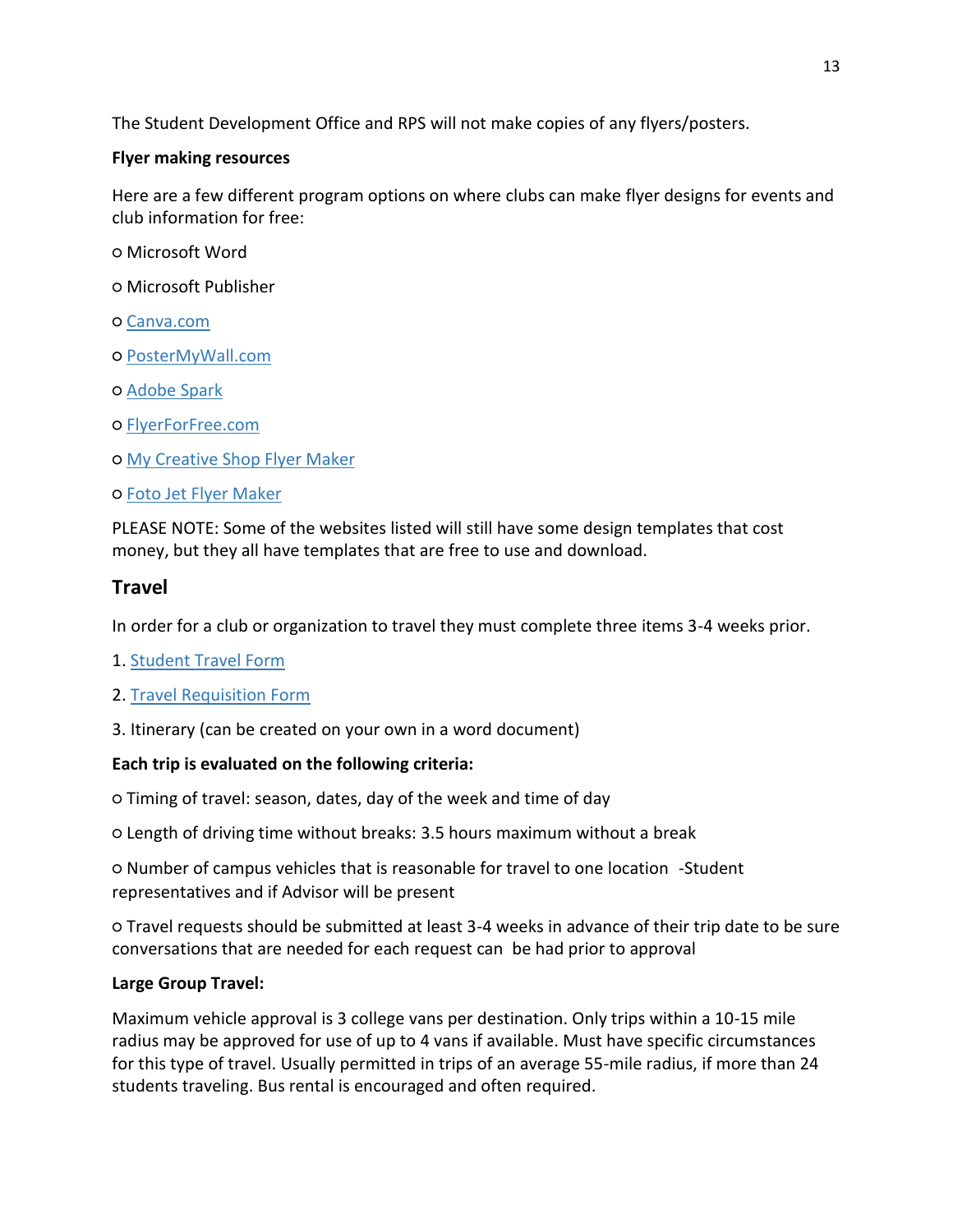The Student Development Office and RPS will not make copies of any flyers/posters.

**Flyer making resources**

Here are a few different program options on where clubs can make flyer designs for events and club information for free:

- Microsoft Word
- Microsoft Publisher
- Canva.com
- PosterMyWall.com
- Adobe Spark
- FlyerForFree.com
- My Creative Shop Flyer Maker
- Foto Jet Flyer Maker

PLEASE NOTE: Some of the websites listed will still have some design templates that cost money, but they all have templates that are free to use and download.

## Travel

In order for a club or organization to travel they must complete three items 3-4 weeks prior.

1. Student Travel Form
2. Travel Requisition Form
3. Itinerary (can be created on your own in a word document)

**Each trip is evaluated on the following criteria:**

- Timing of travel: season, dates, day of the week and time of day
- Length of driving time without breaks: 3.5 hours maximum without a break
- Number of campus vehicles that is reasonable for travel to one location -Student representatives and if Advisor will be present
- Travel requests should be submitted at least 3-4 weeks in advance of their trip date to be sure conversations that are needed for each request can be had prior to approval

**Large Group Travel:**

Maximum vehicle approval is 3 college vans per destination. Only trips within a 10-15 mile radius may be approved for use of up to 4 vans if available. Must have specific circumstances for this type of travel. Usually permitted in trips of an average 55-mile radius, if more than 24 students traveling. Bus rental is encouraged and often required.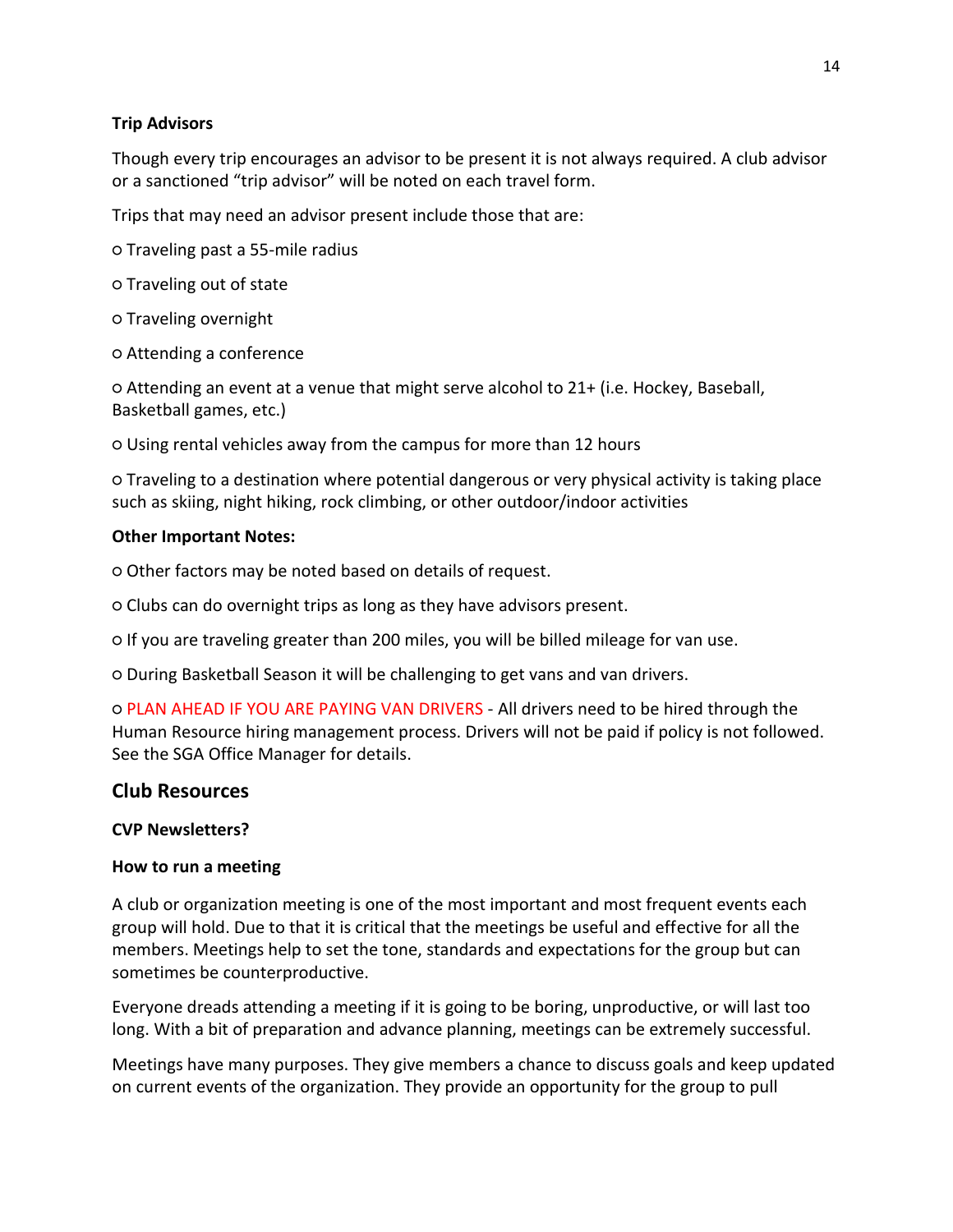**Trip Advisors**

Though every trip encourages an advisor to be present it is not always required. A club advisor or a sanctioned "trip advisor" will be noted on each travel form.

Trips that may need an advisor present include those that are:

- Traveling past a 55-mile radius
- Traveling out of state
- Traveling overnight
- Attending a conference
- Attending an event at a venue that might serve alcohol to 21+ (i.e. Hockey, Baseball, Basketball games, etc.)
- Using rental vehicles away from the campus for more than 12 hours
- Traveling to a destination where potential dangerous or very physical activity is taking place such as skiing, night hiking, rock climbing, or other outdoor/indoor activities

**Other Important Notes:**

- Other factors may be noted based on details of request.
- Clubs can do overnight trips as long as they have advisors present.
- If you are traveling greater than 200 miles, you will be billed mileage for van use.
- During Basketball Season it will be challenging to get vans and van drivers.
- PLAN AHEAD IF YOU ARE PAYING VAN DRIVERS - All drivers need to be hired through the Human Resource hiring management process. Drivers will not be paid if policy is not followed. See the SGA Office Manager for details.

## Club Resources

**CVP Newsletters?**

**How to run a meeting**

A club or organization meeting is one of the most important and most frequent events each group will hold. Due to that it is critical that the meetings be useful and effective for all the members. Meetings help to set the tone, standards and expectations for the group but can sometimes be counterproductive.

Everyone dreads attending a meeting if it is going to be boring, unproductive, or will last too long. With a bit of preparation and advance planning, meetings can be extremely successful.

Meetings have many purposes. They give members a chance to discuss goals and keep updated on current events of the organization. They provide an opportunity for the group to pull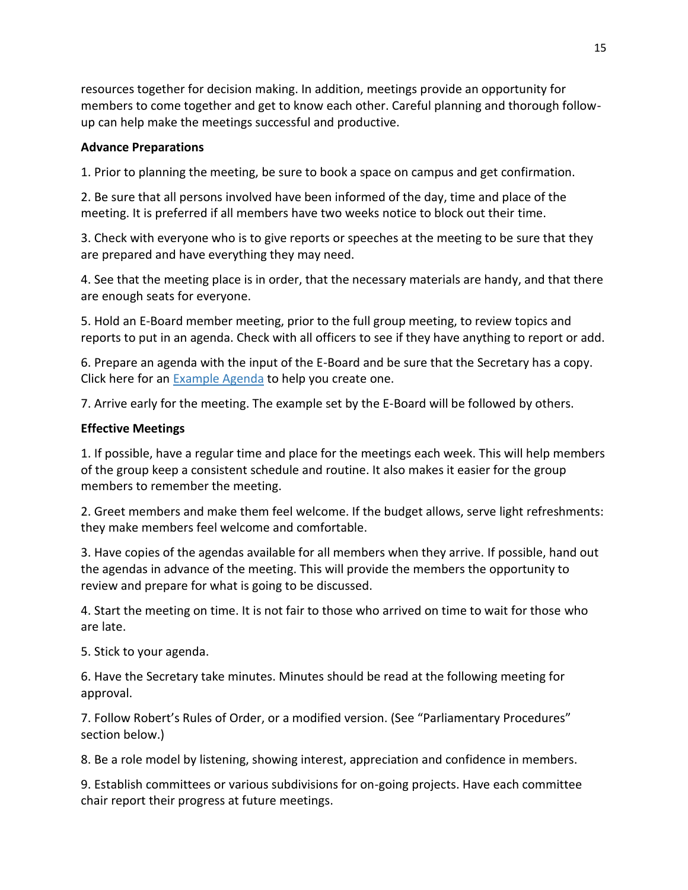resources together for decision making. In addition, meetings provide an opportunity for members to come together and get to know each other. Careful planning and thorough follow-up can help make the meetings successful and productive.

**Advance Preparations**

1. Prior to planning the meeting, be sure to book a space on campus and get confirmation.

2. Be sure that all persons involved have been informed of the day, time and place of the meeting. It is preferred if all members have two weeks notice to block out their time.

3. Check with everyone who is to give reports or speeches at the meeting to be sure that they are prepared and have everything they may need.

4. See that the meeting place is in order, that the necessary materials are handy, and that there are enough seats for everyone.

5. Hold an E-Board member meeting, prior to the full group meeting, to review topics and reports to put in an agenda. Check with all officers to see if they have anything to report or add.

6. Prepare an agenda with the input of the E-Board and be sure that the Secretary has a copy. Click here for an Example Agenda to help you create one.

7. Arrive early for the meeting. The example set by the E-Board will be followed by others.

**Effective Meetings**

1. If possible, have a regular time and place for the meetings each week. This will help members of the group keep a consistent schedule and routine. It also makes it easier for the group members to remember the meeting.

2. Greet members and make them feel welcome. If the budget allows, serve light refreshments: they make members feel welcome and comfortable.

3. Have copies of the agendas available for all members when they arrive. If possible, hand out the agendas in advance of the meeting. This will provide the members the opportunity to review and prepare for what is going to be discussed.

4. Start the meeting on time. It is not fair to those who arrived on time to wait for those who are late.

5. Stick to your agenda.

6. Have the Secretary take minutes. Minutes should be read at the following meeting for approval.

7. Follow Robert's Rules of Order, or a modified version. (See "Parliamentary Procedures" section below.)

8. Be a role model by listening, showing interest, appreciation and confidence in members.

9. Establish committees or various subdivisions for on-going projects. Have each committee chair report their progress at future meetings.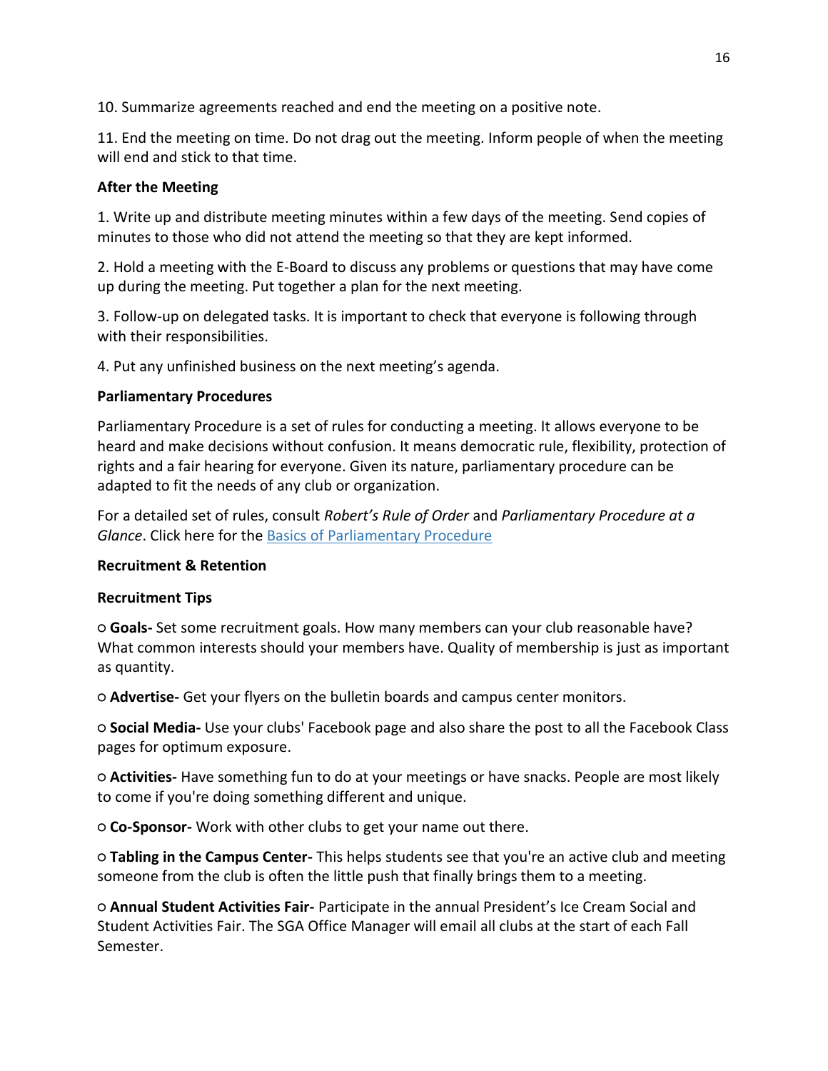10. Summarize agreements reached and end the meeting on a positive note.

11. End the meeting on time. Do not drag out the meeting. Inform people of when the meeting will end and stick to that time.

**After the Meeting**

1. Write up and distribute meeting minutes within a few days of the meeting. Send copies of minutes to those who did not attend the meeting so that they are kept informed.

2. Hold a meeting with the E-Board to discuss any problems or questions that may have come up during the meeting. Put together a plan for the next meeting.

3. Follow-up on delegated tasks. It is important to check that everyone is following through with their responsibilities.

4. Put any unfinished business on the next meeting's agenda.

**Parliamentary Procedures**

Parliamentary Procedure is a set of rules for conducting a meeting. It allows everyone to be heard and make decisions without confusion. It means democratic rule, flexibility, protection of rights and a fair hearing for everyone. Given its nature, parliamentary procedure can be adapted to fit the needs of any club or organization.

For a detailed set of rules, consult *Robert's Rule of Order* and *Parliamentary Procedure at a Glance*. Click here for the [Basics of Parliamentary Procedure]()

**Recruitment & Retention**

**Recruitment Tips**

- **Goals-** Set some recruitment goals. How many members can your club reasonable have? What common interests should your members have. Quality of membership is just as important as quantity.
- **Advertise-** Get your flyers on the bulletin boards and campus center monitors.
- **Social Media-** Use your clubs' Facebook page and also share the post to all the Facebook Class pages for optimum exposure.
- **Activities-** Have something fun to do at your meetings or have snacks. People are most likely to come if you're doing something different and unique.
- **Co-Sponsor-** Work with other clubs to get your name out there.
- **Tabling in the Campus Center-** This helps students see that you're an active club and meeting someone from the club is often the little push that finally brings them to a meeting.
- **Annual Student Activities Fair-** Participate in the annual President's Ice Cream Social and Student Activities Fair. The SGA Office Manager will email all clubs at the start of each Fall Semester.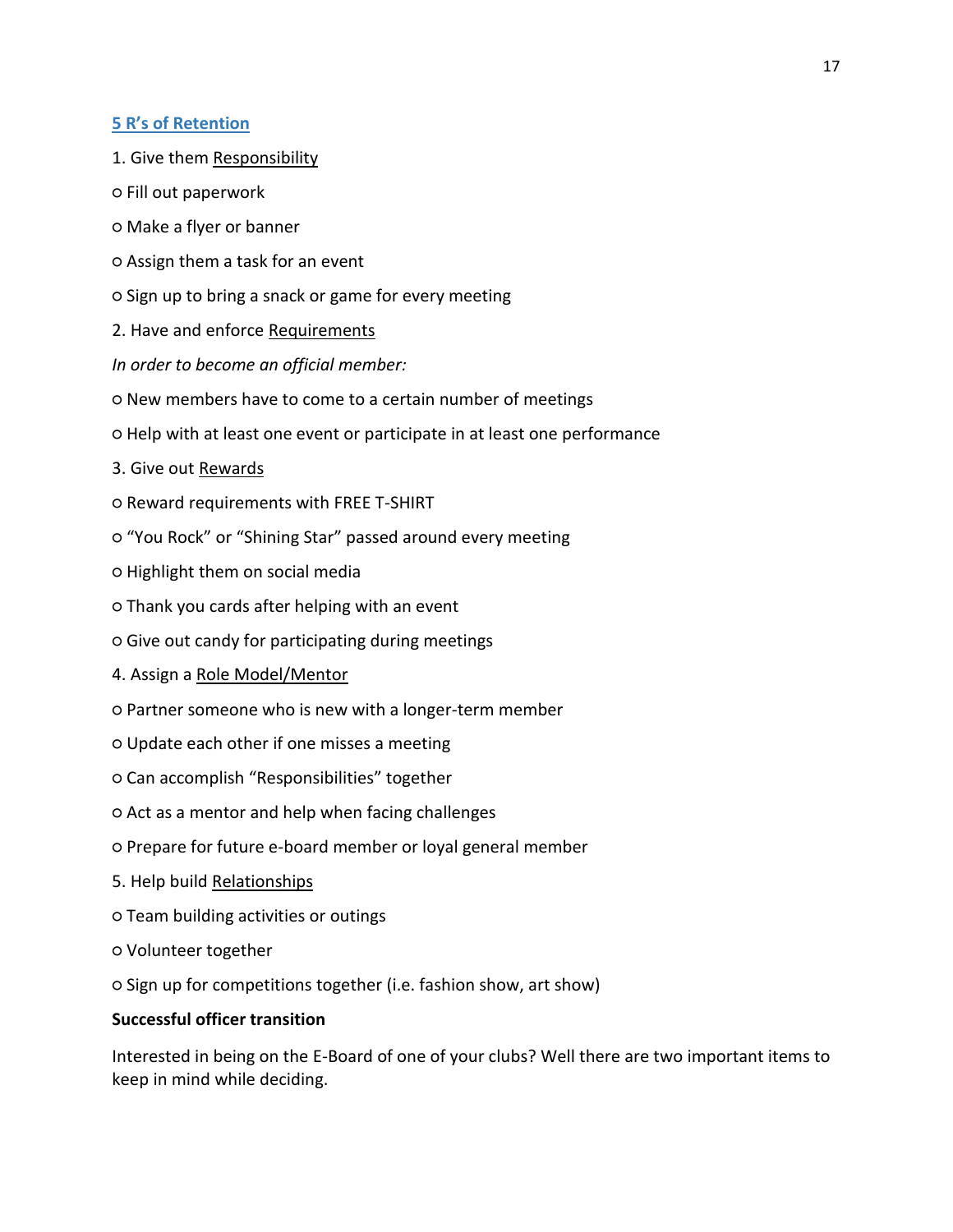## 5 R's of Retention

1. Give them Responsibility

○ Fill out paperwork

○ Make a flyer or banner

○ Assign them a task for an event

○ Sign up to bring a snack or game for every meeting

2. Have and enforce Requirements

*In order to become an official member:*

○ New members have to come to a certain number of meetings

○ Help with at least one event or participate in at least one performance

3. Give out Rewards

○ Reward requirements with FREE T-SHIRT

○ "You Rock" or "Shining Star" passed around every meeting

○ Highlight them on social media

○ Thank you cards after helping with an event

○ Give out candy for participating during meetings

4. Assign a Role Model/Mentor

○ Partner someone who is new with a longer-term member

○ Update each other if one misses a meeting

○ Can accomplish "Responsibilities" together

○ Act as a mentor and help when facing challenges

○ Prepare for future e-board member or loyal general member

5. Help build Relationships

○ Team building activities or outings

○ Volunteer together

○ Sign up for competitions together (i.e. fashion show, art show)

**Successful officer transition**

Interested in being on the E-Board of one of your clubs? Well there are two important items to keep in mind while deciding.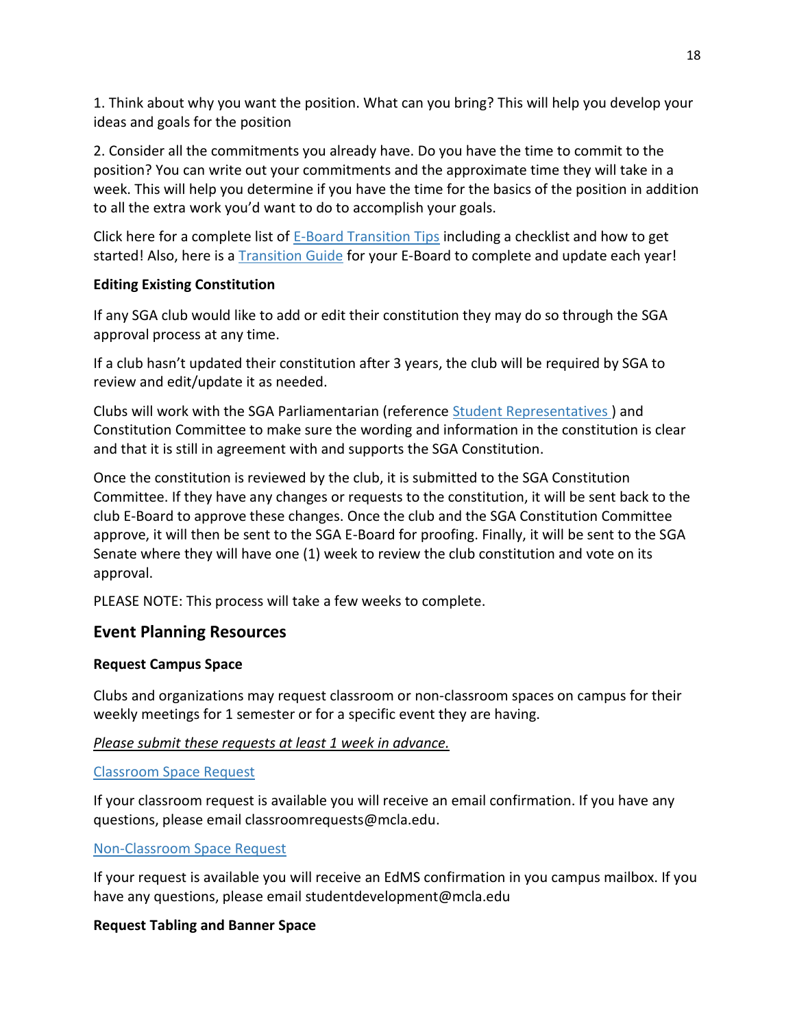1. Think about why you want the position. What can you bring? This will help you develop your ideas and goals for the position

2. Consider all the commitments you already have. Do you have the time to commit to the position? You can write out your commitments and the approximate time they will take in a week. This will help you determine if you have the time for the basics of the position in addition to all the extra work you'd want to do to accomplish your goals.

Click here for a complete list of E-Board Transition Tips including a checklist and how to get started! Also, here is a Transition Guide for your E-Board to complete and update each year!

**Editing Existing Constitution**

If any SGA club would like to add or edit their constitution they may do so through the SGA approval process at any time.

If a club hasn't updated their constitution after 3 years, the club will be required by SGA to review and edit/update it as needed.

Clubs will work with the SGA Parliamentarian (reference Student Representatives ) and Constitution Committee to make sure the wording and information in the constitution is clear and that it is still in agreement with and supports the SGA Constitution.

Once the constitution is reviewed by the club, it is submitted to the SGA Constitution Committee. If they have any changes or requests to the constitution, it will be sent back to the club E-Board to approve these changes. Once the club and the SGA Constitution Committee approve, it will then be sent to the SGA E-Board for proofing. Finally, it will be sent to the SGA Senate where they will have one (1) week to review the club constitution and vote on its approval.

PLEASE NOTE: This process will take a few weeks to complete.

## Event Planning Resources

**Request Campus Space**

Clubs and organizations may request classroom or non-classroom spaces on campus for their weekly meetings for 1 semester or for a specific event they are having.

*Please submit these requests at least 1 week in advance.*

Classroom Space Request

If your classroom request is available you will receive an email confirmation. If you have any questions, please email classroomrequests@mcla.edu.

Non-Classroom Space Request

If your request is available you will receive an EdMS confirmation in you campus mailbox. If you have any questions, please email studentdevelopment@mcla.edu

**Request Tabling and Banner Space**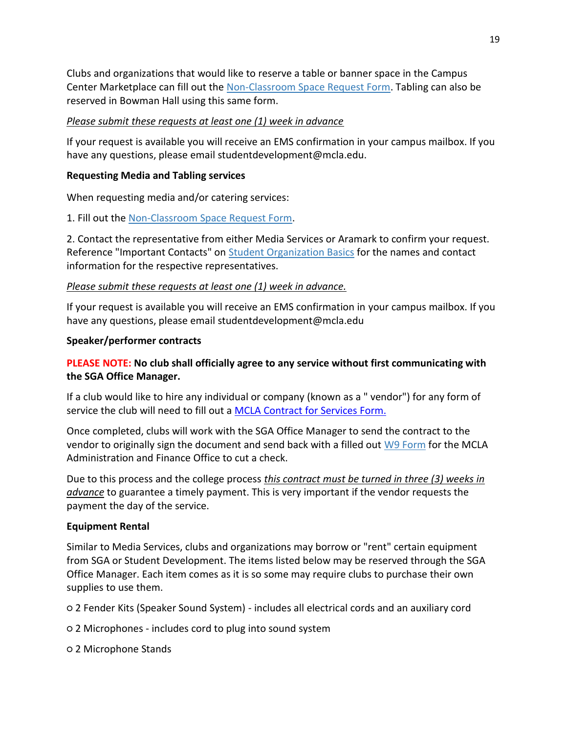Clubs and organizations that would like to reserve a table or banner space in the Campus Center Marketplace can fill out the [Non-Classroom Space Request Form](). Tabling can also be reserved in Bowman Hall using this same form.

*Please submit these requests at least one (1) week in advance*

If your request is available you will receive an EMS confirmation in your campus mailbox. If you have any questions, please email studentdevelopment@mcla.edu.

**Requesting Media and Tabling services**

When requesting media and/or catering services:

1. Fill out the [Non-Classroom Space Request Form]().

2. Contact the representative from either Media Services or Aramark to confirm your request. Reference "Important Contacts" on [Student Organization Basics]() for the names and contact information for the respective representatives.

*Please submit these requests at least one (1) week in advance.*

If your request is available you will receive an EMS confirmation in your campus mailbox. If you have any questions, please email studentdevelopment@mcla.edu

**Speaker/performer contracts**

**PLEASE NOTE: No club shall officially agree to any service without first communicating with the SGA Office Manager.**

If a club would like to hire any individual or company (known as a " vendor") for any form of service the club will need to fill out a [MCLA Contract for Services Form.]()

Once completed, clubs will work with the SGA Office Manager to send the contract to the vendor to originally sign the document and send back with a filled out [W9 Form]() for the MCLA Administration and Finance Office to cut a check.

Due to this process and the college process *this contract must be turned in three (3) weeks in advance* to guarantee a timely payment. This is very important if the vendor requests the payment the day of the service.

**Equipment Rental**

Similar to Media Services, clubs and organizations may borrow or "rent" certain equipment from SGA or Student Development. The items listed below may be reserved through the SGA Office Manager. Each item comes as it is so some may require clubs to purchase their own supplies to use them.

- 2 Fender Kits (Speaker Sound System) - includes all electrical cords and an auxiliary cord
- 2 Microphones - includes cord to plug into sound system
- 2 Microphone Stands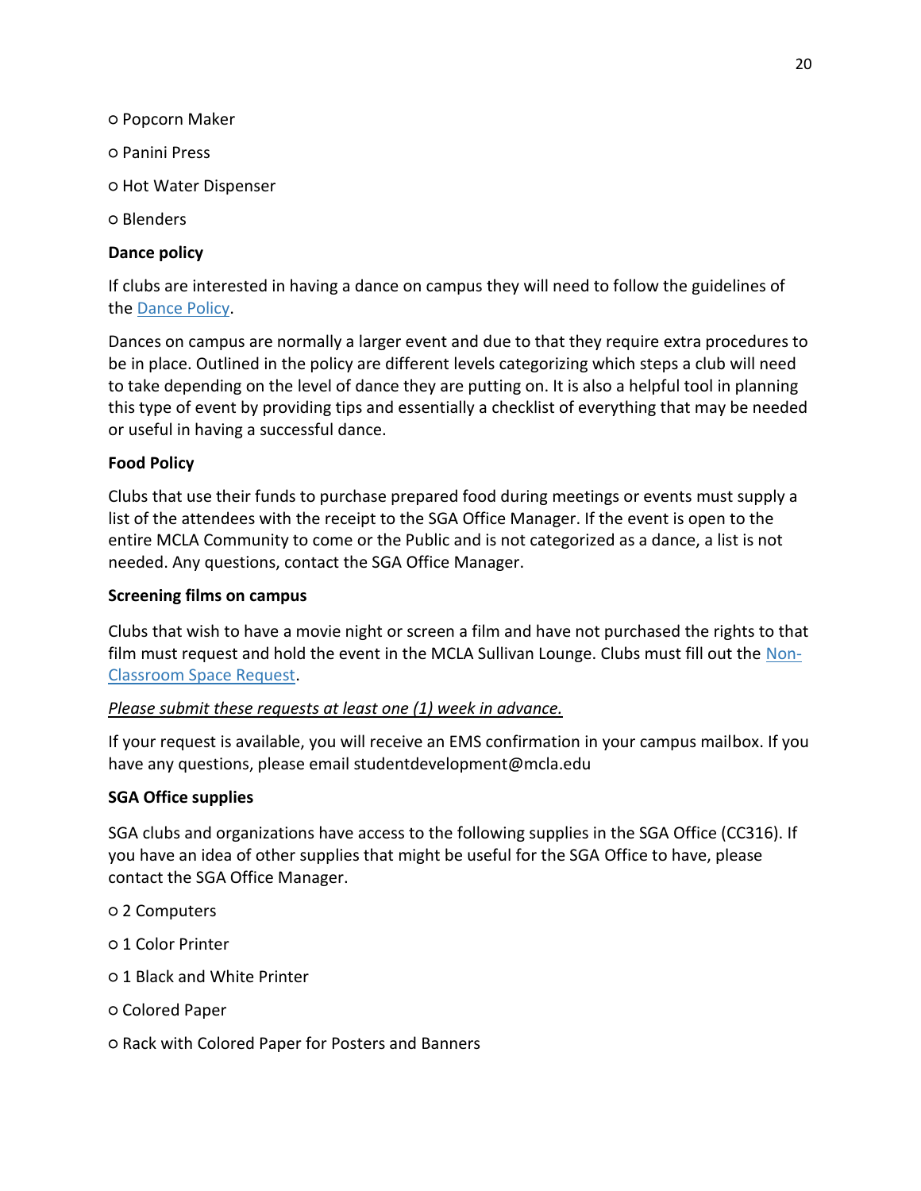- Popcorn Maker
- Panini Press
- Hot Water Dispenser
- Blenders

**Dance policy**

If clubs are interested in having a dance on campus they will need to follow the guidelines of the Dance Policy.

Dances on campus are normally a larger event and due to that they require extra procedures to be in place. Outlined in the policy are different levels categorizing which steps a club will need to take depending on the level of dance they are putting on. It is also a helpful tool in planning this type of event by providing tips and essentially a checklist of everything that may be needed or useful in having a successful dance.

**Food Policy**

Clubs that use their funds to purchase prepared food during meetings or events must supply a list of the attendees with the receipt to the SGA Office Manager. If the event is open to the entire MCLA Community to come or the Public and is not categorized as a dance, a list is not needed. Any questions, contact the SGA Office Manager.

**Screening films on campus**

Clubs that wish to have a movie night or screen a film and have not purchased the rights to that film must request and hold the event in the MCLA Sullivan Lounge. Clubs must fill out the Non-Classroom Space Request.

*Please submit these requests at least one (1) week in advance.*

If your request is available, you will receive an EMS confirmation in your campus mailbox. If you have any questions, please email studentdevelopment@mcla.edu

**SGA Office supplies**

SGA clubs and organizations have access to the following supplies in the SGA Office (CC316). If you have an idea of other supplies that might be useful for the SGA Office to have, please contact the SGA Office Manager.

- 2 Computers
- 1 Color Printer
- 1 Black and White Printer
- Colored Paper
- Rack with Colored Paper for Posters and Banners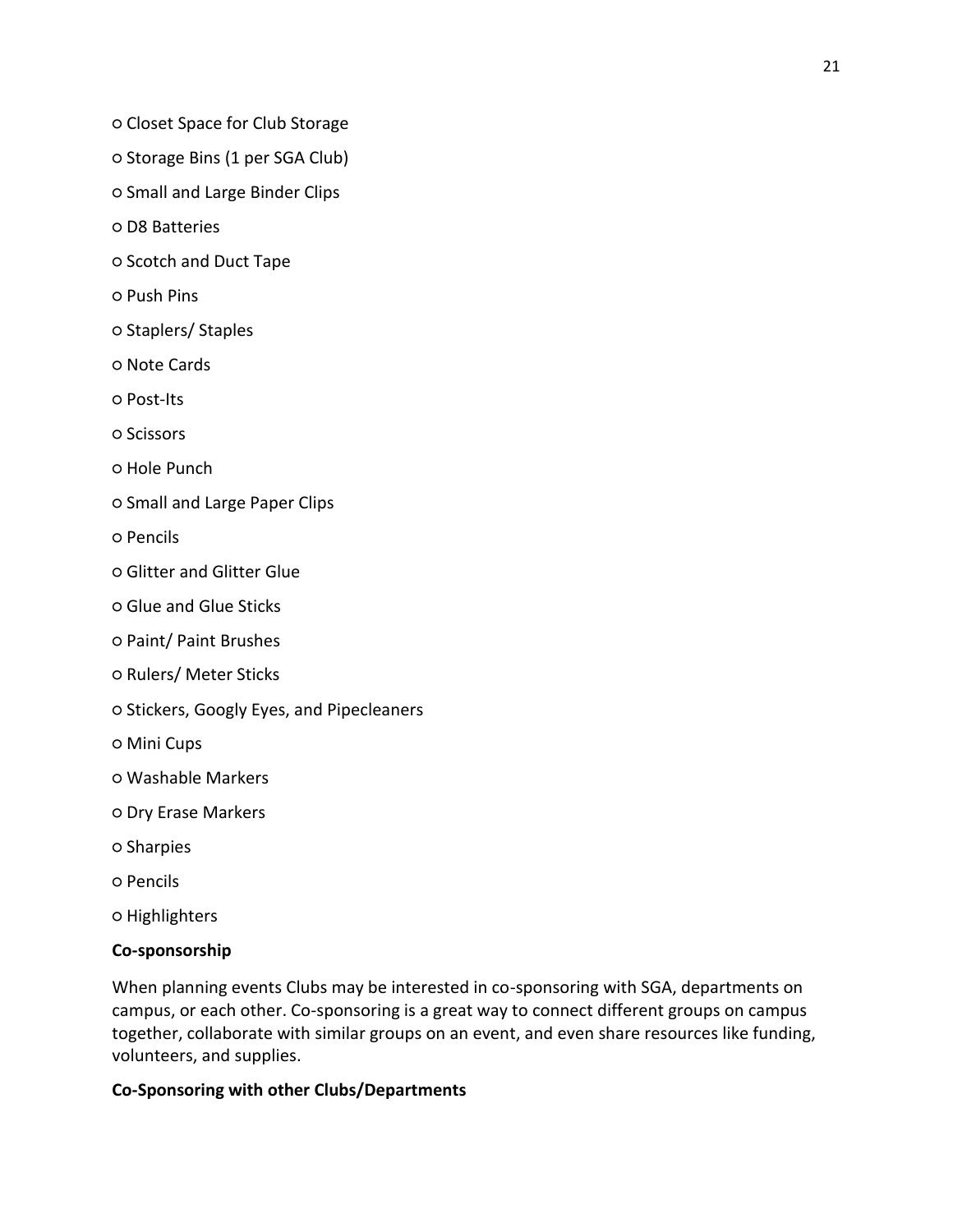- Closet Space for Club Storage
- Storage Bins (1 per SGA Club)
- Small and Large Binder Clips
- D8 Batteries
- Scotch and Duct Tape
- Push Pins
- Staplers/ Staples
- Note Cards
- Post-Its
- Scissors
- Hole Punch
- Small and Large Paper Clips
- Pencils
- Glitter and Glitter Glue
- Glue and Glue Sticks
- Paint/ Paint Brushes
- Rulers/ Meter Sticks
- Stickers, Googly Eyes, and Pipecleaners
- Mini Cups
- Washable Markers
- Dry Erase Markers
- Sharpies
- Pencils
- Highlighters

**Co-sponsorship**

When planning events Clubs may be interested in co-sponsoring with SGA, departments on campus, or each other. Co-sponsoring is a great way to connect different groups on campus together, collaborate with similar groups on an event, and even share resources like funding, volunteers, and supplies.

**Co-Sponsoring with other Clubs/Departments**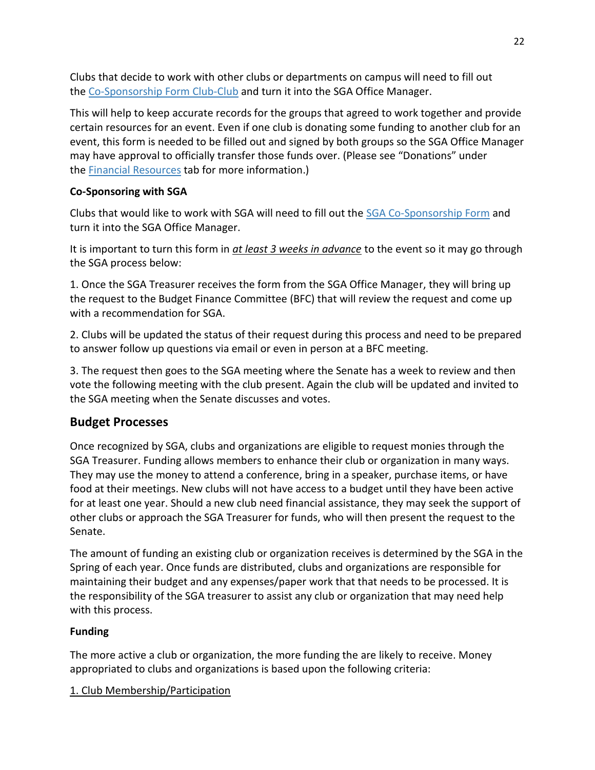Clubs that decide to work with other clubs or departments on campus will need to fill out the [Co-Sponsorship Form Club-Club] and turn it into the SGA Office Manager.

This will help to keep accurate records for the groups that agreed to work together and provide certain resources for an event. Even if one club is donating some funding to another club for an event, this form is needed to be filled out and signed by both groups so the SGA Office Manager may have approval to officially transfer those funds over. (Please see "Donations" under the [Financial Resources] tab for more information.)

**Co-Sponsoring with SGA**

Clubs that would like to work with SGA will need to fill out the [SGA Co-Sponsorship Form] and turn it into the SGA Office Manager.

It is important to turn this form in ***at least 3 weeks in advance*** to the event so it may go through the SGA process below:

1. Once the SGA Treasurer receives the form from the SGA Office Manager, they will bring up the request to the Budget Finance Committee (BFC) that will review the request and come up with a recommendation for SGA.

2. Clubs will be updated the status of their request during this process and need to be prepared to answer follow up questions via email or even in person at a BFC meeting.

3. The request then goes to the SGA meeting where the Senate has a week to review and then vote the following meeting with the club present. Again the club will be updated and invited to the SGA meeting when the Senate discusses and votes.

## Budget Processes

Once recognized by SGA, clubs and organizations are eligible to request monies through the SGA Treasurer. Funding allows members to enhance their club or organization in many ways. They may use the money to attend a conference, bring in a speaker, purchase items, or have food at their meetings. New clubs will not have access to a budget until they have been active for at least one year. Should a new club need financial assistance, they may seek the support of other clubs or approach the SGA Treasurer for funds, who will then present the request to the Senate.

The amount of funding an existing club or organization receives is determined by the SGA in the Spring of each year. Once funds are distributed, clubs and organizations are responsible for maintaining their budget and any expenses/paper work that that needs to be processed. It is the responsibility of the SGA treasurer to assist any club or organization that may need help with this process.

**Funding**

The more active a club or organization, the more funding the are likely to receive. Money appropriated to clubs and organizations is based upon the following criteria:

1. Club Membership/Participation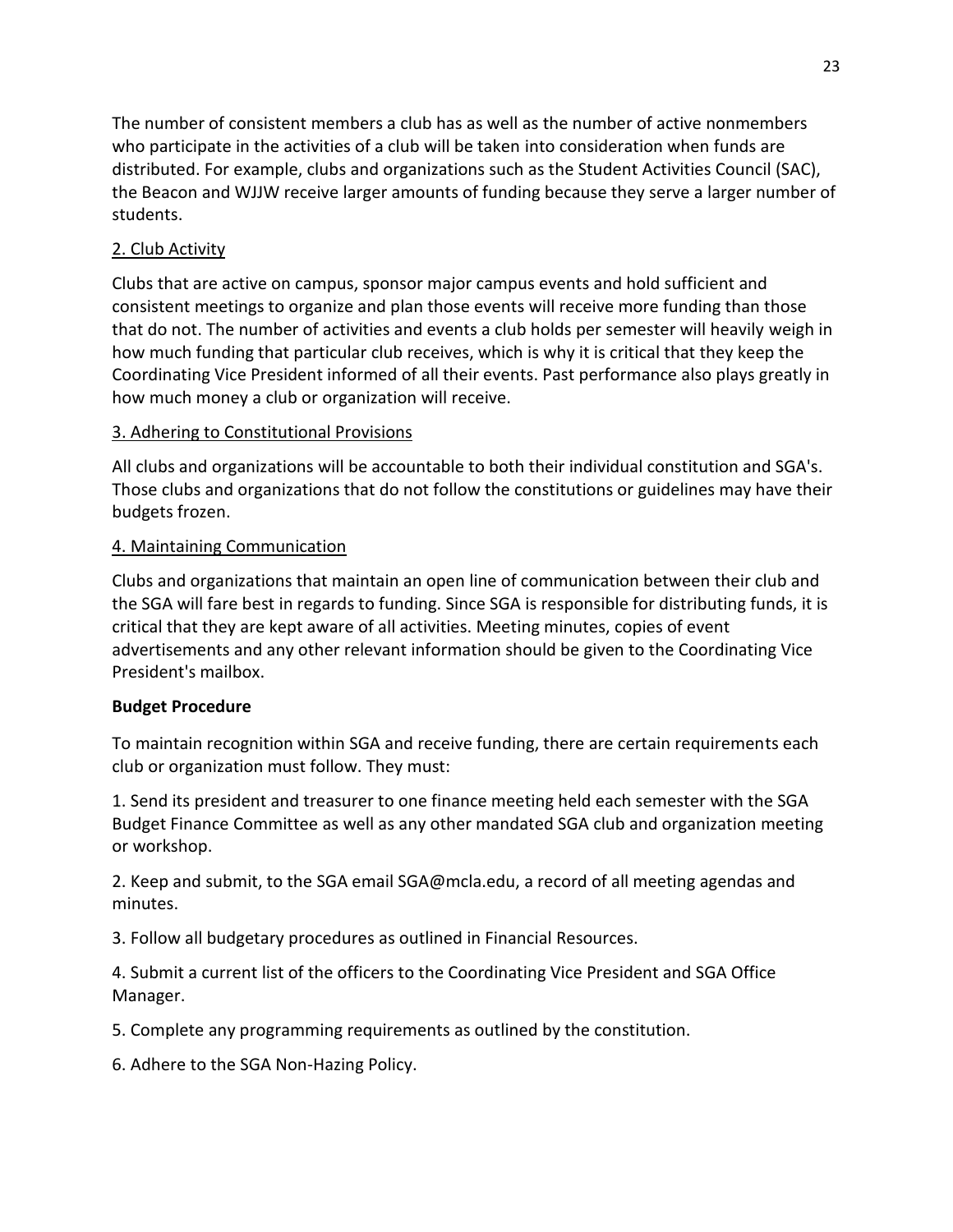The number of consistent members a club has as well as the number of active nonmembers who participate in the activities of a club will be taken into consideration when funds are distributed. For example, clubs and organizations such as the Student Activities Council (SAC), the Beacon and WJJW receive larger amounts of funding because they serve a larger number of students.

2. Club Activity

Clubs that are active on campus, sponsor major campus events and hold sufficient and consistent meetings to organize and plan those events will receive more funding than those that do not. The number of activities and events a club holds per semester will heavily weigh in how much funding that particular club receives, which is why it is critical that they keep the Coordinating Vice President informed of all their events. Past performance also plays greatly in how much money a club or organization will receive.

3. Adhering to Constitutional Provisions

All clubs and organizations will be accountable to both their individual constitution and SGA's. Those clubs and organizations that do not follow the constitutions or guidelines may have their budgets frozen.

4. Maintaining Communication

Clubs and organizations that maintain an open line of communication between their club and the SGA will fare best in regards to funding. Since SGA is responsible for distributing funds, it is critical that they are kept aware of all activities. Meeting minutes, copies of event advertisements and any other relevant information should be given to the Coordinating Vice President's mailbox.

**Budget Procedure**

To maintain recognition within SGA and receive funding, there are certain requirements each club or organization must follow. They must:

1. Send its president and treasurer to one finance meeting held each semester with the SGA Budget Finance Committee as well as any other mandated SGA club and organization meeting or workshop.

2. Keep and submit, to the SGA email SGA@mcla.edu, a record of all meeting agendas and minutes.

3. Follow all budgetary procedures as outlined in Financial Resources.

4. Submit a current list of the officers to the Coordinating Vice President and SGA Office Manager.

5. Complete any programming requirements as outlined by the constitution.

6. Adhere to the SGA Non-Hazing Policy.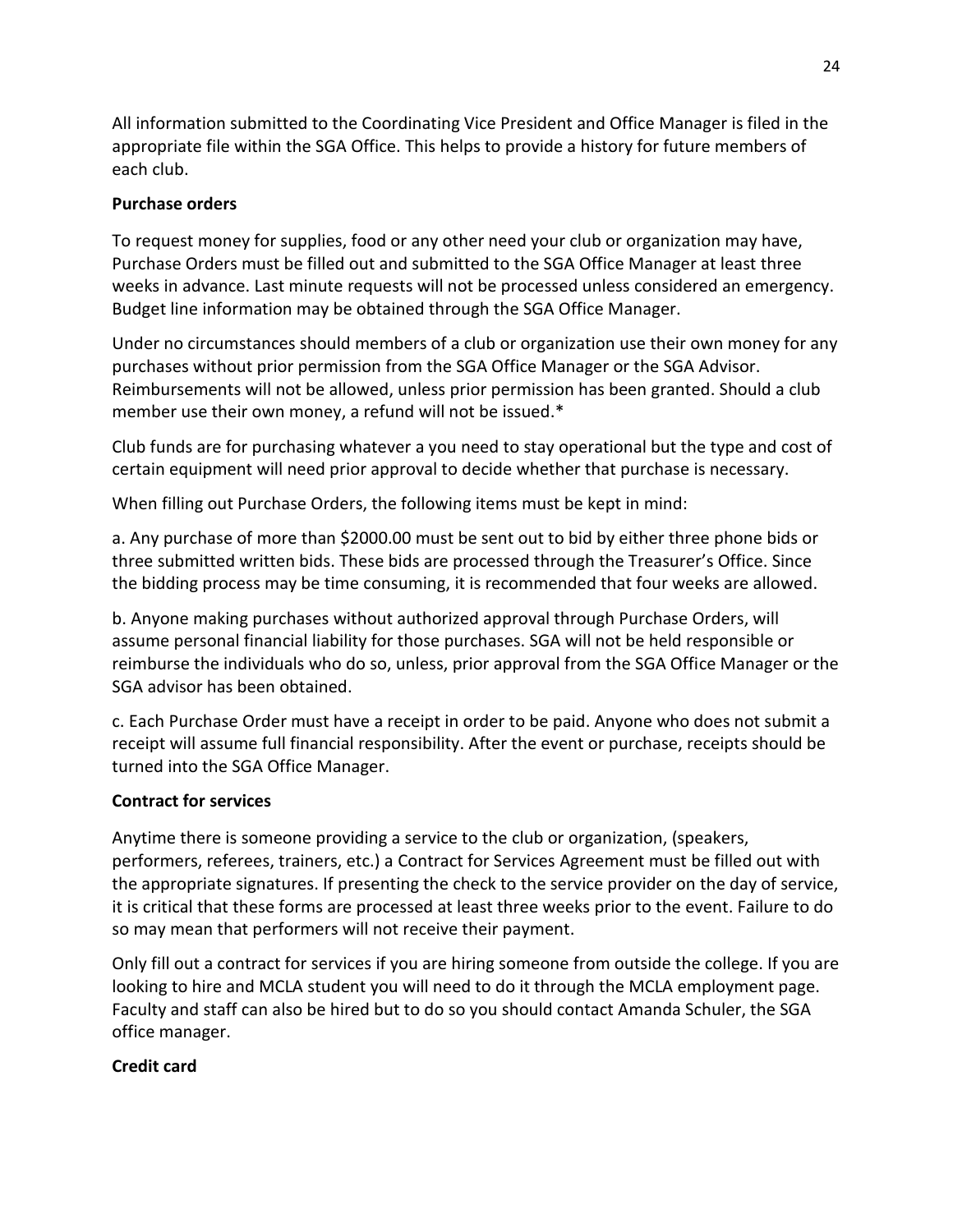All information submitted to the Coordinating Vice President and Office Manager is filed in the appropriate file within the SGA Office. This helps to provide a history for future members of each club.

**Purchase orders**

To request money for supplies, food or any other need your club or organization may have, Purchase Orders must be filled out and submitted to the SGA Office Manager at least three weeks in advance. Last minute requests will not be processed unless considered an emergency. Budget line information may be obtained through the SGA Office Manager.

Under no circumstances should members of a club or organization use their own money for any purchases without prior permission from the SGA Office Manager or the SGA Advisor. Reimbursements will not be allowed, unless prior permission has been granted. Should a club member use their own money, a refund will not be issued.*

Club funds are for purchasing whatever a you need to stay operational but the type and cost of certain equipment will need prior approval to decide whether that purchase is necessary.

When filling out Purchase Orders, the following items must be kept in mind:

a. Any purchase of more than $2000.00 must be sent out to bid by either three phone bids or three submitted written bids. These bids are processed through the Treasurer's Office. Since the bidding process may be time consuming, it is recommended that four weeks are allowed.

b. Anyone making purchases without authorized approval through Purchase Orders, will assume personal financial liability for those purchases. SGA will not be held responsible or reimburse the individuals who do so, unless, prior approval from the SGA Office Manager or the SGA advisor has been obtained.

c. Each Purchase Order must have a receipt in order to be paid. Anyone who does not submit a receipt will assume full financial responsibility. After the event or purchase, receipts should be turned into the SGA Office Manager.

**Contract for services**

Anytime there is someone providing a service to the club or organization, (speakers, performers, referees, trainers, etc.) a Contract for Services Agreement must be filled out with the appropriate signatures. If presenting the check to the service provider on the day of service, it is critical that these forms are processed at least three weeks prior to the event. Failure to do so may mean that performers will not receive their payment.

Only fill out a contract for services if you are hiring someone from outside the college. If you are looking to hire and MCLA student you will need to do it through the MCLA employment page. Faculty and staff can also be hired but to do so you should contact Amanda Schuler, the SGA office manager.

**Credit card**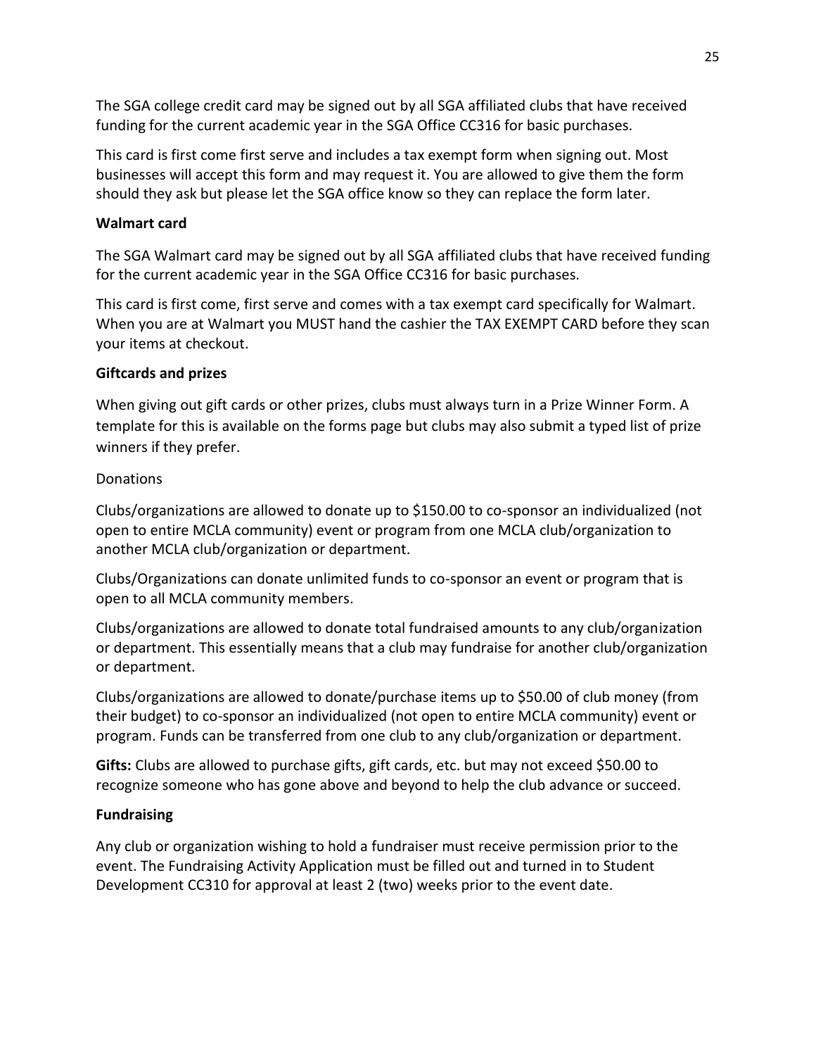The SGA college credit card may be signed out by all SGA affiliated clubs that have received funding for the current academic year in the SGA Office CC316 for basic purchases.

This card is first come first serve and includes a tax exempt form when signing out. Most businesses will accept this form and may request it. You are allowed to give them the form should they ask but please let the SGA office know so they can replace the form later.

**Walmart card**

The SGA Walmart card may be signed out by all SGA affiliated clubs that have received funding for the current academic year in the SGA Office CC316 for basic purchases.

This card is first come, first serve and comes with a tax exempt card specifically for Walmart. When you are at Walmart you MUST hand the cashier the TAX EXEMPT CARD before they scan your items at checkout.

**Giftcards and prizes**

When giving out gift cards or other prizes, clubs must always turn in a Prize Winner Form. A template for this is available on the forms page but clubs may also submit a typed list of prize winners if they prefer.

Donations

Clubs/organizations are allowed to donate up to $150.00 to co-sponsor an individualized (not open to entire MCLA community) event or program from one MCLA club/organization to another MCLA club/organization or department.

Clubs/Organizations can donate unlimited funds to co-sponsor an event or program that is open to all MCLA community members.

Clubs/organizations are allowed to donate total fundraised amounts to any club/organization or department. This essentially means that a club may fundraise for another club/organization or department.

Clubs/organizations are allowed to donate/purchase items up to $50.00 of club money (from their budget) to co-sponsor an individualized (not open to entire MCLA community) event or program. Funds can be transferred from one club to any club/organization or department.

**Gifts:** Clubs are allowed to purchase gifts, gift cards, etc. but may not exceed $50.00 to recognize someone who has gone above and beyond to help the club advance or succeed.

**Fundraising**

Any club or organization wishing to hold a fundraiser must receive permission prior to the event. The Fundraising Activity Application must be filled out and turned in to Student Development CC310 for approval at least 2 (two) weeks prior to the event date.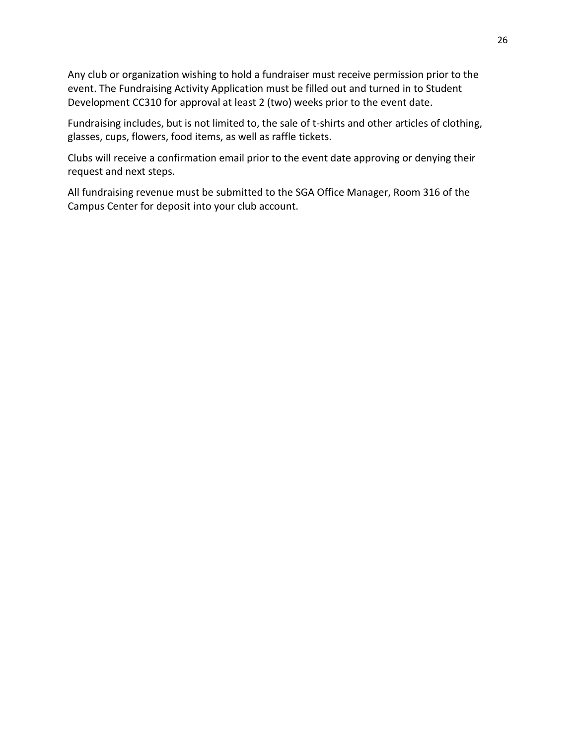Any club or organization wishing to hold a fundraiser must receive permission prior to the event. The Fundraising Activity Application must be filled out and turned in to Student Development CC310 for approval at least 2 (two) weeks prior to the event date.

Fundraising includes, but is not limited to, the sale of t-shirts and other articles of clothing, glasses, cups, flowers, food items, as well as raffle tickets.

Clubs will receive a confirmation email prior to the event date approving or denying their request and next steps.

All fundraising revenue must be submitted to the SGA Office Manager, Room 316 of the Campus Center for deposit into your club account.